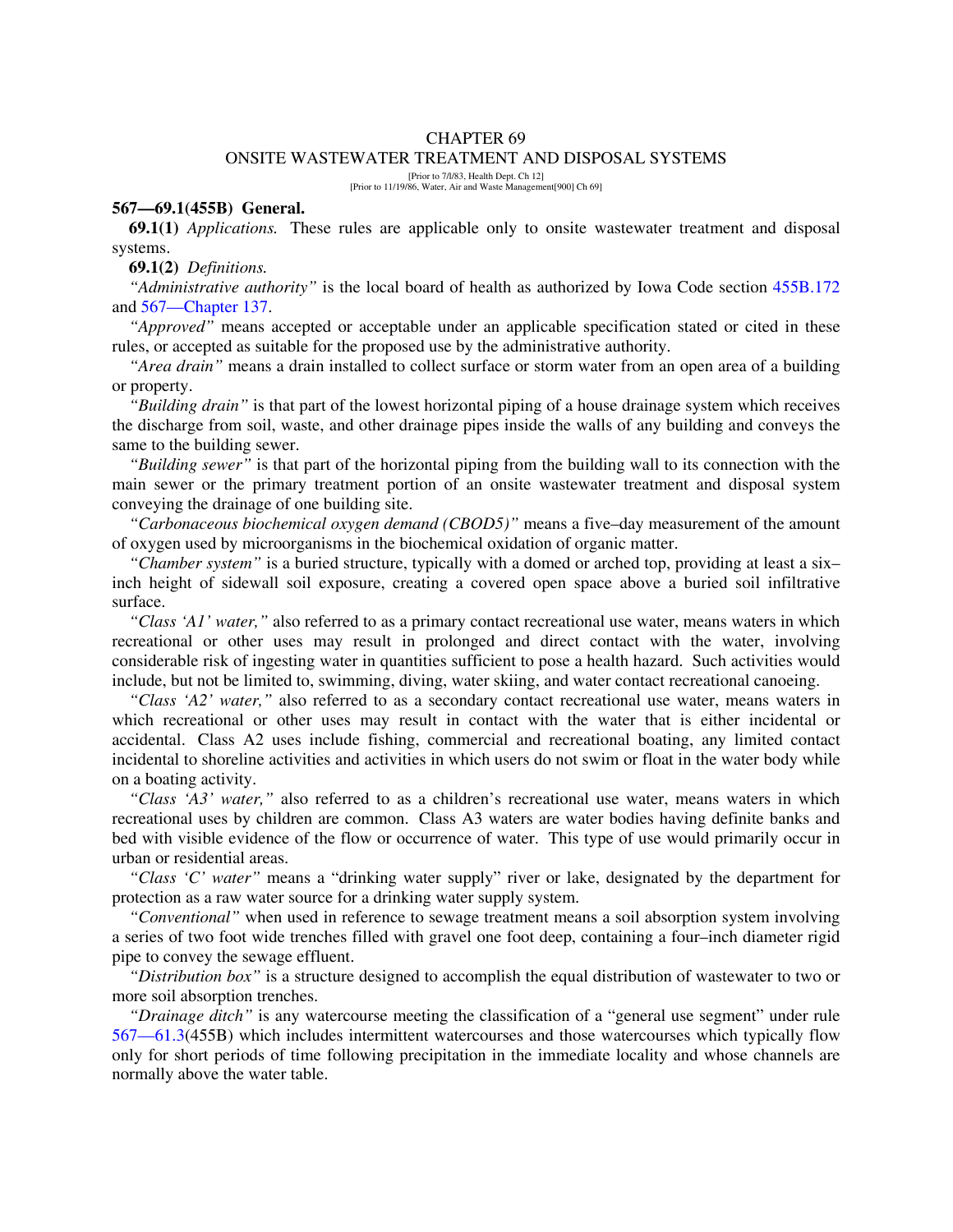# CHAPTER 69

## ONSITE WASTEWATER TREATMENT AND DISPOSAL SYSTEMS

[Prior to 7/l/83, Health Dept. Ch 12]
[Prior to 11/19/86, Water, Air and Waste Management[900] Ch 69]

**567—69.1(455B) General.**

**69.1(1)** *Applications.* These rules are applicable only to onsite wastewater treatment and disposal systems.

**69.1(2)** *Definitions.*

*"Administrative authority"* is the local board of health as authorized by Iowa Code section 455B.172 and 567—Chapter 137.

*"Approved"* means accepted or acceptable under an applicable specification stated or cited in these rules, or accepted as suitable for the proposed use by the administrative authority.

*"Area drain"* means a drain installed to collect surface or storm water from an open area of a building or property.

*"Building drain"* is that part of the lowest horizontal piping of a house drainage system which receives the discharge from soil, waste, and other drainage pipes inside the walls of any building and conveys the same to the building sewer.

*"Building sewer"* is that part of the horizontal piping from the building wall to its connection with the main sewer or the primary treatment portion of an onsite wastewater treatment and disposal system conveying the drainage of one building site.

*"Carbonaceous biochemical oxygen demand (CBOD5)"* means a five–day measurement of the amount of oxygen used by microorganisms in the biochemical oxidation of organic matter.

*"Chamber system"* is a buried structure, typically with a domed or arched top, providing at least a six–inch height of sidewall soil exposure, creating a covered open space above a buried soil infiltrative surface.

*"Class 'A1' water,"* also referred to as a primary contact recreational use water, means waters in which recreational or other uses may result in prolonged and direct contact with the water, involving considerable risk of ingesting water in quantities sufficient to pose a health hazard. Such activities would include, but not be limited to, swimming, diving, water skiing, and water contact recreational canoeing.

*"Class 'A2' water,"* also referred to as a secondary contact recreational use water, means waters in which recreational or other uses may result in contact with the water that is either incidental or accidental. Class A2 uses include fishing, commercial and recreational boating, any limited contact incidental to shoreline activities and activities in which users do not swim or float in the water body while on a boating activity.

*"Class 'A3' water,"* also referred to as a children's recreational use water, means waters in which recreational uses by children are common. Class A3 waters are water bodies having definite banks and bed with visible evidence of the flow or occurrence of water. This type of use would primarily occur in urban or residential areas.

*"Class 'C' water"* means a "drinking water supply" river or lake, designated by the department for protection as a raw water source for a drinking water supply system.

*"Conventional"* when used in reference to sewage treatment means a soil absorption system involving a series of two foot wide trenches filled with gravel one foot deep, containing a four–inch diameter rigid pipe to convey the sewage effluent.

*"Distribution box"* is a structure designed to accomplish the equal distribution of wastewater to two or more soil absorption trenches.

*"Drainage ditch"* is any watercourse meeting the classification of a "general use segment" under rule 567—61.3(455B) which includes intermittent watercourses and those watercourses which typically flow only for short periods of time following precipitation in the immediate locality and whose channels are normally above the water table.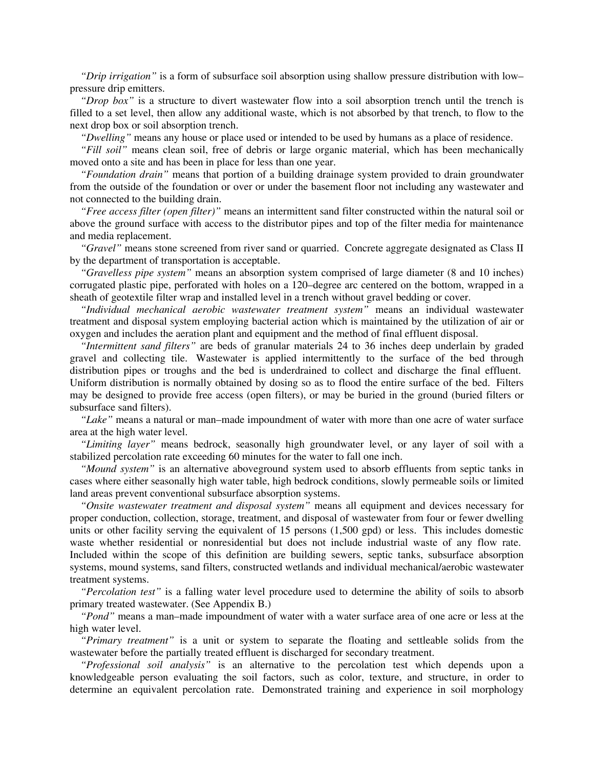*"Drip irrigation"* is a form of subsurface soil absorption using shallow pressure distribution with low–pressure drip emitters.

*"Drop box"* is a structure to divert wastewater flow into a soil absorption trench until the trench is filled to a set level, then allow any additional waste, which is not absorbed by that trench, to flow to the next drop box or soil absorption trench.

*"Dwelling"* means any house or place used or intended to be used by humans as a place of residence.

*"Fill soil"* means clean soil, free of debris or large organic material, which has been mechanically moved onto a site and has been in place for less than one year.

*"Foundation drain"* means that portion of a building drainage system provided to drain groundwater from the outside of the foundation or over or under the basement floor not including any wastewater and not connected to the building drain.

*"Free access filter (open filter)"* means an intermittent sand filter constructed within the natural soil or above the ground surface with access to the distributor pipes and top of the filter media for maintenance and media replacement.

*"Gravel"* means stone screened from river sand or quarried. Concrete aggregate designated as Class II by the department of transportation is acceptable.

*"Gravelless pipe system"* means an absorption system comprised of large diameter (8 and 10 inches) corrugated plastic pipe, perforated with holes on a 120–degree arc centered on the bottom, wrapped in a sheath of geotextile filter wrap and installed level in a trench without gravel bedding or cover.

*"Individual mechanical aerobic wastewater treatment system"* means an individual wastewater treatment and disposal system employing bacterial action which is maintained by the utilization of air or oxygen and includes the aeration plant and equipment and the method of final effluent disposal.

*"Intermittent sand filters"* are beds of granular materials 24 to 36 inches deep underlain by graded gravel and collecting tile. Wastewater is applied intermittently to the surface of the bed through distribution pipes or troughs and the bed is underdrained to collect and discharge the final effluent. Uniform distribution is normally obtained by dosing so as to flood the entire surface of the bed. Filters may be designed to provide free access (open filters), or may be buried in the ground (buried filters or subsurface sand filters).

*"Lake"* means a natural or man–made impoundment of water with more than one acre of water surface area at the high water level.

*"Limiting layer"* means bedrock, seasonally high groundwater level, or any layer of soil with a stabilized percolation rate exceeding 60 minutes for the water to fall one inch.

*"Mound system"* is an alternative aboveground system used to absorb effluents from septic tanks in cases where either seasonally high water table, high bedrock conditions, slowly permeable soils or limited land areas prevent conventional subsurface absorption systems.

*"Onsite wastewater treatment and disposal system"* means all equipment and devices necessary for proper conduction, collection, storage, treatment, and disposal of wastewater from four or fewer dwelling units or other facility serving the equivalent of 15 persons (1,500 gpd) or less. This includes domestic waste whether residential or nonresidential but does not include industrial waste of any flow rate. Included within the scope of this definition are building sewers, septic tanks, subsurface absorption systems, mound systems, sand filters, constructed wetlands and individual mechanical/aerobic wastewater treatment systems.

*"Percolation test"* is a falling water level procedure used to determine the ability of soils to absorb primary treated wastewater. (See Appendix B.)

*"Pond"* means a man–made impoundment of water with a water surface area of one acre or less at the high water level.

*"Primary treatment"* is a unit or system to separate the floating and settleable solids from the wastewater before the partially treated effluent is discharged for secondary treatment.

*"Professional soil analysis"* is an alternative to the percolation test which depends upon a knowledgeable person evaluating the soil factors, such as color, texture, and structure, in order to determine an equivalent percolation rate. Demonstrated training and experience in soil morphology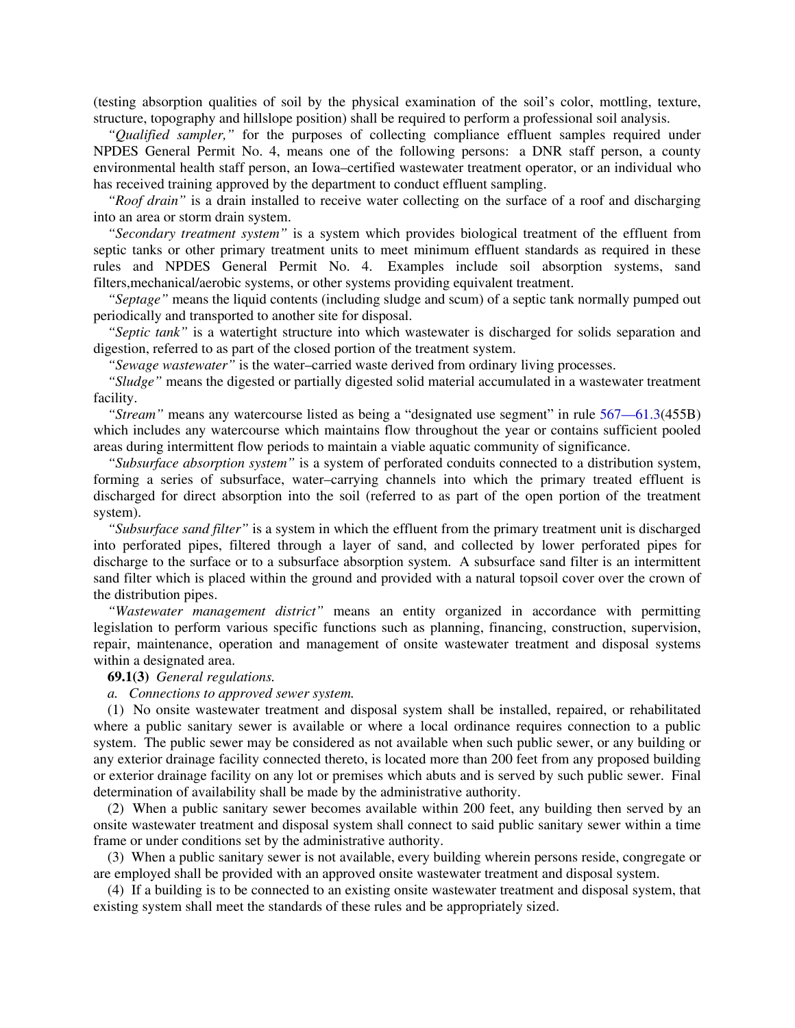(testing absorption qualities of soil by the physical examination of the soil's color, mottling, texture, structure, topography and hillslope position) shall be required to perform a professional soil analysis.

*"Qualified sampler,"* for the purposes of collecting compliance effluent samples required under NPDES General Permit No. 4, means one of the following persons: a DNR staff person, a county environmental health staff person, an Iowa–certified wastewater treatment operator, or an individual who has received training approved by the department to conduct effluent sampling.

*"Roof drain"* is a drain installed to receive water collecting on the surface of a roof and discharging into an area or storm drain system.

*"Secondary treatment system"* is a system which provides biological treatment of the effluent from septic tanks or other primary treatment units to meet minimum effluent standards as required in these rules and NPDES General Permit No. 4. Examples include soil absorption systems, sand filters,mechanical/aerobic systems, or other systems providing equivalent treatment.

*"Septage"* means the liquid contents (including sludge and scum) of a septic tank normally pumped out periodically and transported to another site for disposal.

*"Septic tank"* is a watertight structure into which wastewater is discharged for solids separation and digestion, referred to as part of the closed portion of the treatment system.

*"Sewage wastewater"* is the water–carried waste derived from ordinary living processes.

*"Sludge"* means the digested or partially digested solid material accumulated in a wastewater treatment facility.

*"Stream"* means any watercourse listed as being a "designated use segment" in rule 567—61.3(455B) which includes any watercourse which maintains flow throughout the year or contains sufficient pooled areas during intermittent flow periods to maintain a viable aquatic community of significance.

*"Subsurface absorption system"* is a system of perforated conduits connected to a distribution system, forming a series of subsurface, water–carrying channels into which the primary treated effluent is discharged for direct absorption into the soil (referred to as part of the open portion of the treatment system).

*"Subsurface sand filter"* is a system in which the effluent from the primary treatment unit is discharged into perforated pipes, filtered through a layer of sand, and collected by lower perforated pipes for discharge to the surface or to a subsurface absorption system. A subsurface sand filter is an intermittent sand filter which is placed within the ground and provided with a natural topsoil cover over the crown of the distribution pipes.

*"Wastewater management district"* means an entity organized in accordance with permitting legislation to perform various specific functions such as planning, financing, construction, supervision, repair, maintenance, operation and management of onsite wastewater treatment and disposal systems within a designated area.

**69.1(3)** *General regulations.*

*a. Connections to approved sewer system.*

(1) No onsite wastewater treatment and disposal system shall be installed, repaired, or rehabilitated where a public sanitary sewer is available or where a local ordinance requires connection to a public system. The public sewer may be considered as not available when such public sewer, or any building or any exterior drainage facility connected thereto, is located more than 200 feet from any proposed building or exterior drainage facility on any lot or premises which abuts and is served by such public sewer. Final determination of availability shall be made by the administrative authority.

(2) When a public sanitary sewer becomes available within 200 feet, any building then served by an onsite wastewater treatment and disposal system shall connect to said public sanitary sewer within a time frame or under conditions set by the administrative authority.

(3) When a public sanitary sewer is not available, every building wherein persons reside, congregate or are employed shall be provided with an approved onsite wastewater treatment and disposal system.

(4) If a building is to be connected to an existing onsite wastewater treatment and disposal system, that existing system shall meet the standards of these rules and be appropriately sized.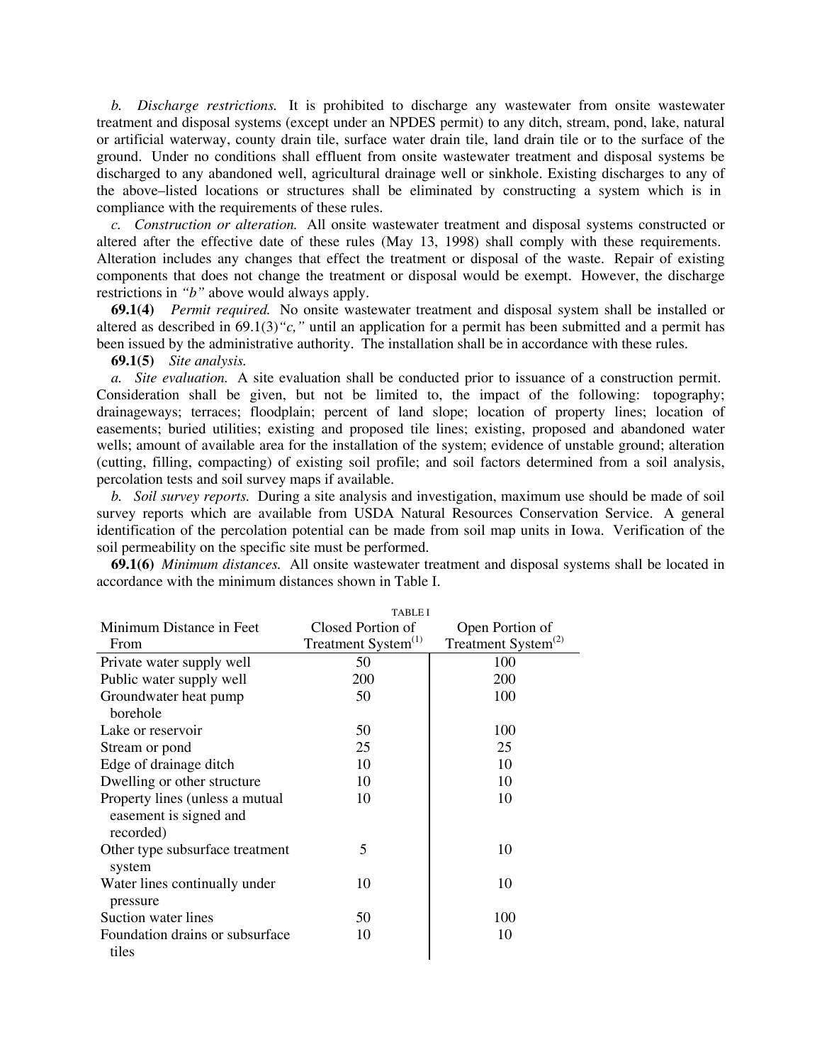*b. Discharge restrictions.* It is prohibited to discharge any wastewater from onsite wastewater treatment and disposal systems (except under an NPDES permit) to any ditch, stream, pond, lake, natural or artificial waterway, county drain tile, surface water drain tile, land drain tile or to the surface of the ground. Under no conditions shall effluent from onsite wastewater treatment and disposal systems be discharged to any abandoned well, agricultural drainage well or sinkhole. Existing discharges to any of the above–listed locations or structures shall be eliminated by constructing a system which is in compliance with the requirements of these rules.

*c. Construction or alteration.* All onsite wastewater treatment and disposal systems constructed or altered after the effective date of these rules (May 13, 1998) shall comply with these requirements. Alteration includes any changes that effect the treatment or disposal of the waste. Repair of existing components that does not change the treatment or disposal would be exempt. However, the discharge restrictions in *"b"* above would always apply.

**69.1(4)** *Permit required.* No onsite wastewater treatment and disposal system shall be installed or altered as described in 69.1(3)*"c,"* until an application for a permit has been submitted and a permit has been issued by the administrative authority. The installation shall be in accordance with these rules.

**69.1(5)** *Site analysis.*

*a. Site evaluation.* A site evaluation shall be conducted prior to issuance of a construction permit. Consideration shall be given, but not be limited to, the impact of the following: topography; drainageways; terraces; floodplain; percent of land slope; location of property lines; location of easements; buried utilities; existing and proposed tile lines; existing, proposed and abandoned water wells; amount of available area for the installation of the system; evidence of unstable ground; alteration (cutting, filling, compacting) of existing soil profile; and soil factors determined from a soil analysis, percolation tests and soil survey maps if available.

*b. Soil survey reports.* During a site analysis and investigation, maximum use should be made of soil survey reports which are available from USDA Natural Resources Conservation Service. A general identification of the percolation potential can be made from soil map units in Iowa. Verification of the soil permeability on the specific site must be performed.

**69.1(6)** *Minimum distances.* All onsite wastewater treatment and disposal systems shall be located in accordance with the minimum distances shown in Table I.

TABLE I

| Minimum Distance in Feet From | Closed Portion of Treatment System(1) | Open Portion of Treatment System(2) |
|---|---|---|
| Private water supply well | 50 | 100 |
| Public water supply well | 200 | 200 |
| Groundwater heat pump borehole | 50 | 100 |
| Lake or reservoir | 50 | 100 |
| Stream or pond | 25 | 25 |
| Edge of drainage ditch | 10 | 10 |
| Dwelling or other structure | 10 | 10 |
| Property lines (unless a mutual easement is signed and recorded) | 10 | 10 |
| Other type subsurface treatment system | 5 | 10 |
| Water lines continually under pressure | 10 | 10 |
| Suction water lines | 50 | 100 |
| Foundation drains or subsurface tiles | 10 | 10 |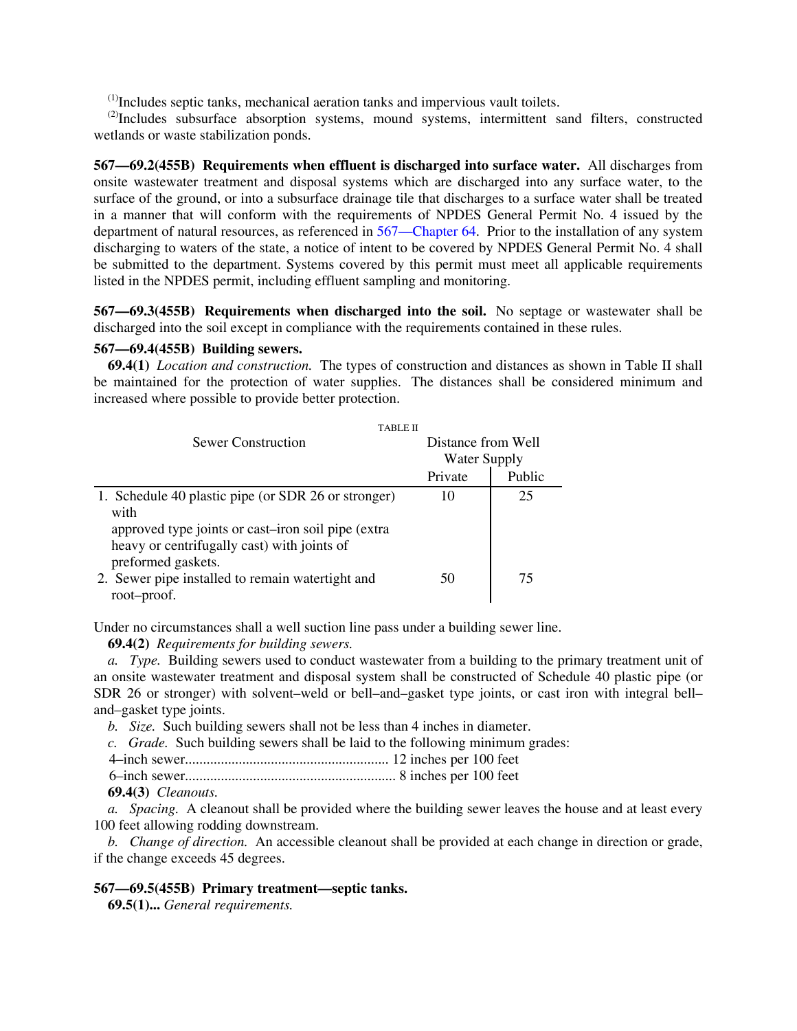[(1)]Includes septic tanks, mechanical aeration tanks and impervious vault toilets.

[(2)]Includes subsurface absorption systems, mound systems, intermittent sand filters, constructed wetlands or waste stabilization ponds.

**567—69.2(455B) Requirements when effluent is discharged into surface water.** All discharges from onsite wastewater treatment and disposal systems which are discharged into any surface water, to the surface of the ground, or into a subsurface drainage tile that discharges to a surface water shall be treated in a manner that will conform with the requirements of NPDES General Permit No. 4 issued by the department of natural resources, as referenced in 567—Chapter 64. Prior to the installation of any system discharging to waters of the state, a notice of intent to be covered by NPDES General Permit No. 4 shall be submitted to the department. Systems covered by this permit must meet all applicable requirements listed in the NPDES permit, including effluent sampling and monitoring.

**567—69.3(455B) Requirements when discharged into the soil.** No septage or wastewater shall be discharged into the soil except in compliance with the requirements contained in these rules.

**567—69.4(455B) Building sewers.**

**69.4(1)** *Location and construction.* The types of construction and distances as shown in Table II shall be maintained for the protection of water supplies. The distances shall be considered minimum and increased where possible to provide better protection.

TABLE II

| Sewer Construction | Distance from Well Water Supply | |
|---|---|---|
| | Private | Public |
| 1. Schedule 40 plastic pipe (or SDR 26 or stronger) with approved type joints or cast–iron soil pipe (extra heavy or centrifugally cast) with joints of preformed gaskets. | 10 | 25 |
| 2. Sewer pipe installed to remain watertight and root–proof. | 50 | 75 |

Under no circumstances shall a well suction line pass under a building sewer line.

**69.4(2)** *Requirements for building sewers.*

*a. Type.* Building sewers used to conduct wastewater from a building to the primary treatment unit of an onsite wastewater treatment and disposal system shall be constructed of Schedule 40 plastic pipe (or SDR 26 or stronger) with solvent–weld or bell–and–gasket type joints, or cast iron with integral bell–and–gasket type joints.

*b. Size.* Such building sewers shall not be less than 4 inches in diameter.

*c. Grade.* Such building sewers shall be laid to the following minimum grades:

4–inch sewer........................................................ 12 inches per 100 feet

6–inch sewer.......................................................... 8 inches per 100 feet

**69.4(3)** *Cleanouts.*

*a. Spacing.* A cleanout shall be provided where the building sewer leaves the house and at least every 100 feet allowing rodding downstream.

*b. Change of direction.* An accessible cleanout shall be provided at each change in direction or grade, if the change exceeds 45 degrees.

**567—69.5(455B) Primary treatment—septic tanks.**

**69.5(1)...** *General requirements.*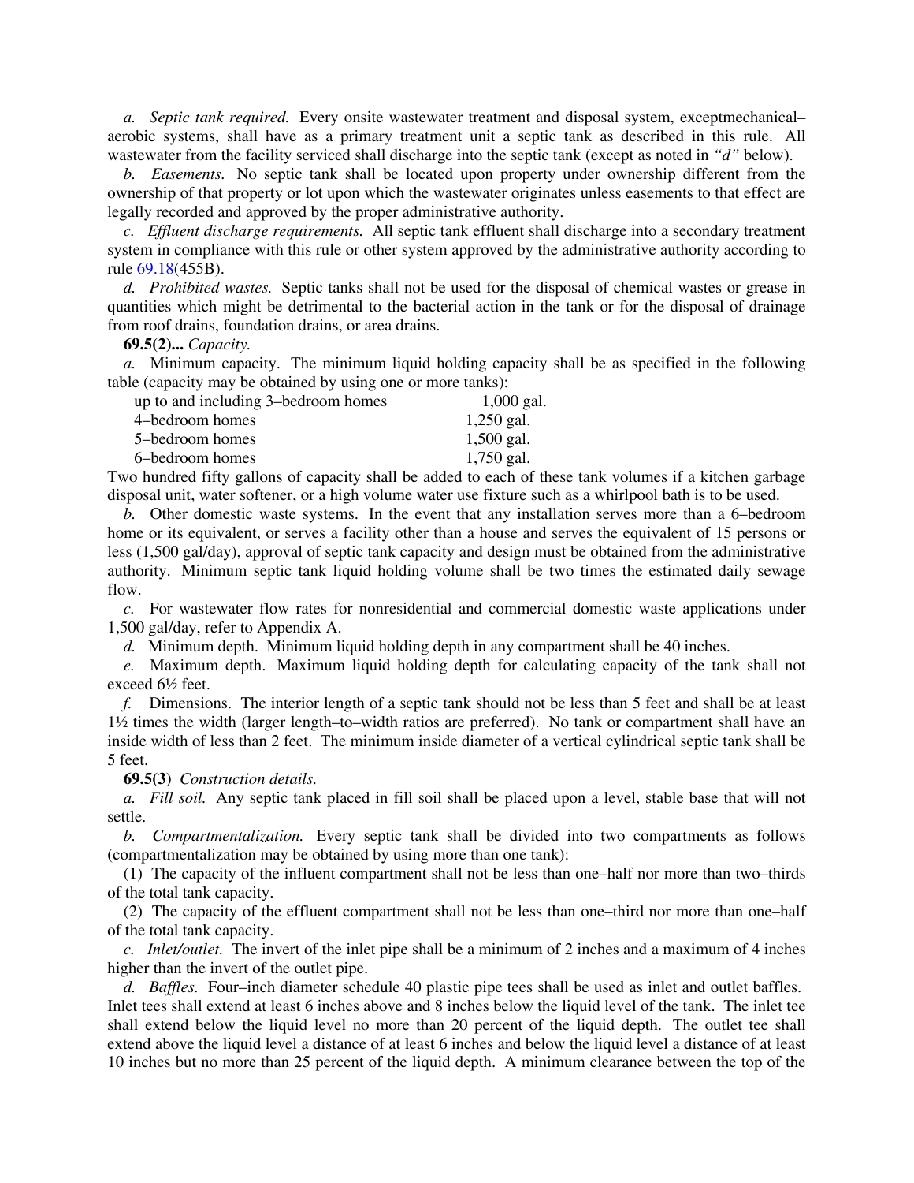*a. Septic tank required.* Every onsite wastewater treatment and disposal system, exceptmechanical–aerobic systems, shall have as a primary treatment unit a septic tank as described in this rule. All wastewater from the facility serviced shall discharge into the septic tank (except as noted in *"d"* below).

*b. Easements.* No septic tank shall be located upon property under ownership different from the ownership of that property or lot upon which the wastewater originates unless easements to that effect are legally recorded and approved by the proper administrative authority.

*c. Effluent discharge requirements.* All septic tank effluent shall discharge into a secondary treatment system in compliance with this rule or other system approved by the administrative authority according to rule 69.18(455B).

*d. Prohibited wastes.* Septic tanks shall not be used for the disposal of chemical wastes or grease in quantities which might be detrimental to the bacterial action in the tank or for the disposal of drainage from roof drains, foundation drains, or area drains.

**69.5(2)...** *Capacity.*

*a.* Minimum capacity. The minimum liquid holding capacity shall be as specified in the following table (capacity may be obtained by using one or more tanks):

| | |
|---|---|
| up to and including 3–bedroom homes | 1,000 gal. |
| 4–bedroom homes | 1,250 gal. |
| 5–bedroom homes | 1,500 gal. |
| 6–bedroom homes | 1,750 gal. |

Two hundred fifty gallons of capacity shall be added to each of these tank volumes if a kitchen garbage disposal unit, water softener, or a high volume water use fixture such as a whirlpool bath is to be used.

*b.* Other domestic waste systems. In the event that any installation serves more than a 6–bedroom home or its equivalent, or serves a facility other than a house and serves the equivalent of 15 persons or less (1,500 gal/day), approval of septic tank capacity and design must be obtained from the administrative authority. Minimum septic tank liquid holding volume shall be two times the estimated daily sewage flow.

*c.* For wastewater flow rates for nonresidential and commercial domestic waste applications under 1,500 gal/day, refer to Appendix A.

*d.* Minimum depth. Minimum liquid holding depth in any compartment shall be 40 inches.

*e.* Maximum depth. Maximum liquid holding depth for calculating capacity of the tank shall not exceed 6½ feet.

*f.* Dimensions. The interior length of a septic tank should not be less than 5 feet and shall be at least 1½ times the width (larger length–to–width ratios are preferred). No tank or compartment shall have an inside width of less than 2 feet. The minimum inside diameter of a vertical cylindrical septic tank shall be 5 feet.

**69.5(3)** *Construction details.*

*a. Fill soil.* Any septic tank placed in fill soil shall be placed upon a level, stable base that will not settle.

*b. Compartmentalization.* Every septic tank shall be divided into two compartments as follows (compartmentalization may be obtained by using more than one tank):

(1) The capacity of the influent compartment shall not be less than one–half nor more than two–thirds of the total tank capacity.

(2) The capacity of the effluent compartment shall not be less than one–third nor more than one–half of the total tank capacity.

*c. Inlet/outlet.* The invert of the inlet pipe shall be a minimum of 2 inches and a maximum of 4 inches higher than the invert of the outlet pipe.

*d. Baffles.* Four–inch diameter schedule 40 plastic pipe tees shall be used as inlet and outlet baffles. Inlet tees shall extend at least 6 inches above and 8 inches below the liquid level of the tank. The inlet tee shall extend below the liquid level no more than 20 percent of the liquid depth. The outlet tee shall extend above the liquid level a distance of at least 6 inches and below the liquid level a distance of at least 10 inches but no more than 25 percent of the liquid depth. A minimum clearance between the top of the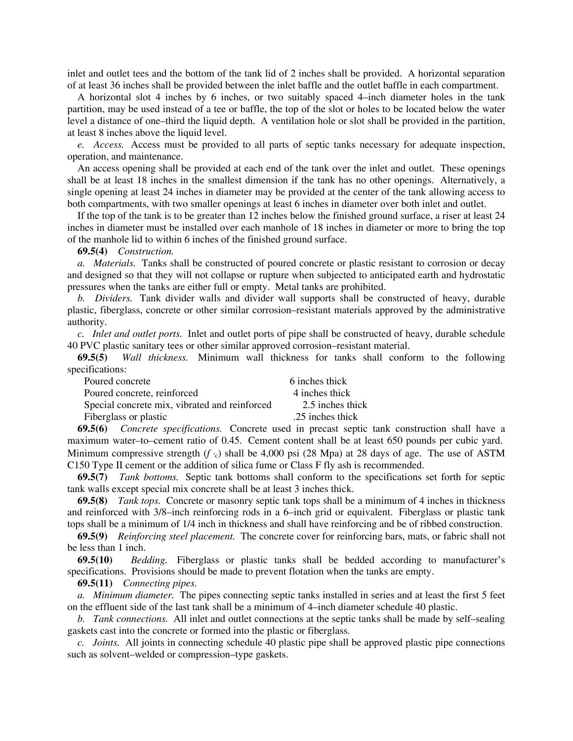inlet and outlet tees and the bottom of the tank lid of 2 inches shall be provided. A horizontal separation of at least 36 inches shall be provided between the inlet baffle and the outlet baffle in each compartment.

A horizontal slot 4 inches by 6 inches, or two suitably spaced 4–inch diameter holes in the tank partition, may be used instead of a tee or baffle, the top of the slot or holes to be located below the water level a distance of one–third the liquid depth. A ventilation hole or slot shall be provided in the partition, at least 8 inches above the liquid level.

*e. Access.* Access must be provided to all parts of septic tanks necessary for adequate inspection, operation, and maintenance.

An access opening shall be provided at each end of the tank over the inlet and outlet. These openings shall be at least 18 inches in the smallest dimension if the tank has no other openings. Alternatively, a single opening at least 24 inches in diameter may be provided at the center of the tank allowing access to both compartments, with two smaller openings at least 6 inches in diameter over both inlet and outlet.

If the top of the tank is to be greater than 12 inches below the finished ground surface, a riser at least 24 inches in diameter must be installed over each manhole of 18 inches in diameter or more to bring the top of the manhole lid to within 6 inches of the finished ground surface.

**69.5(4)** *Construction.*

*a. Materials.* Tanks shall be constructed of poured concrete or plastic resistant to corrosion or decay and designed so that they will not collapse or rupture when subjected to anticipated earth and hydrostatic pressures when the tanks are either full or empty. Metal tanks are prohibited.

*b. Dividers.* Tank divider walls and divider wall supports shall be constructed of heavy, durable plastic, fiberglass, concrete or other similar corrosion–resistant materials approved by the administrative authority.

*c. Inlet and outlet ports.* Inlet and outlet ports of pipe shall be constructed of heavy, durable schedule 40 PVC plastic sanitary tees or other similar approved corrosion–resistant material.

**69.5(5)** *Wall thickness.* Minimum wall thickness for tanks shall conform to the following specifications:

| | |
|---|---|
| Poured concrete | 6 inches thick |
| Poured concrete, reinforced | 4 inches thick |
| Special concrete mix, vibrated and reinforced | 2.5 inches thick |
| Fiberglass or plastic | .25 inches thick |

**69.5(6)** *Concrete specifications.* Concrete used in precast septic tank construction shall have a maximum water–to–cement ratio of 0.45. Cement content shall be at least 650 pounds per cubic yard. Minimum compressive strength ($f'_c$) shall be 4,000 psi (28 Mpa) at 28 days of age. The use of ASTM C150 Type II cement or the addition of silica fume or Class F fly ash is recommended.

**69.5(7)** *Tank bottoms.* Septic tank bottoms shall conform to the specifications set forth for septic tank walls except special mix concrete shall be at least 3 inches thick.

**69.5(8)** *Tank tops.* Concrete or masonry septic tank tops shall be a minimum of 4 inches in thickness and reinforced with 3/8–inch reinforcing rods in a 6–inch grid or equivalent. Fiberglass or plastic tank tops shall be a minimum of 1/4 inch in thickness and shall have reinforcing and be of ribbed construction.

**69.5(9)** *Reinforcing steel placement.* The concrete cover for reinforcing bars, mats, or fabric shall not be less than 1 inch.

**69.5(10)** *Bedding.* Fiberglass or plastic tanks shall be bedded according to manufacturer's specifications. Provisions should be made to prevent flotation when the tanks are empty.

**69.5(11)** *Connecting pipes.*

*a. Minimum diameter.* The pipes connecting septic tanks installed in series and at least the first 5 feet on the effluent side of the last tank shall be a minimum of 4–inch diameter schedule 40 plastic.

*b. Tank connections.* All inlet and outlet connections at the septic tanks shall be made by self–sealing gaskets cast into the concrete or formed into the plastic or fiberglass.

*c. Joints.* All joints in connecting schedule 40 plastic pipe shall be approved plastic pipe connections such as solvent–welded or compression–type gaskets.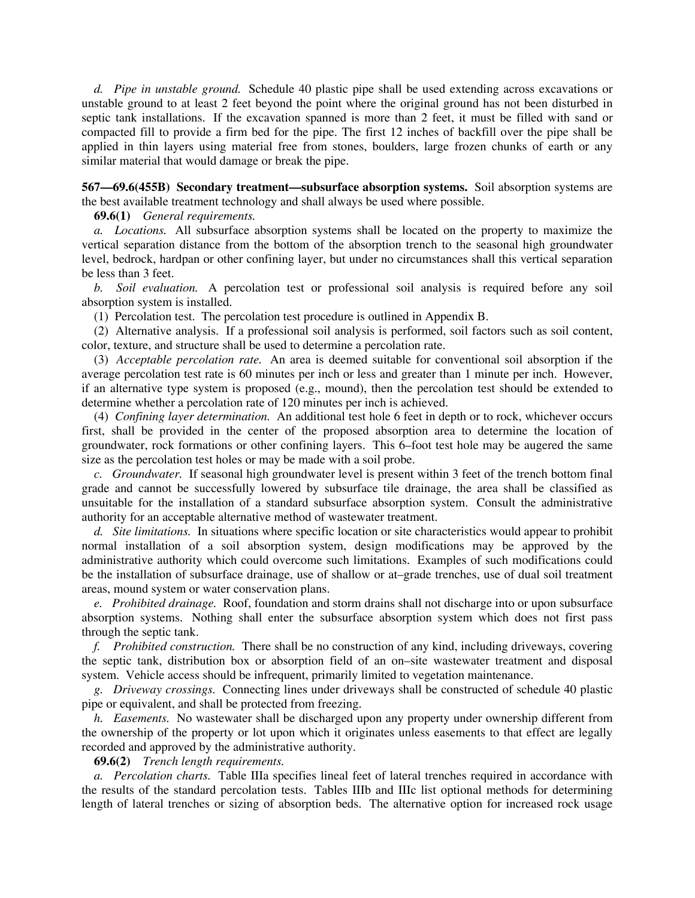*d. Pipe in unstable ground.* Schedule 40 plastic pipe shall be used extending across excavations or unstable ground to at least 2 feet beyond the point where the original ground has not been disturbed in septic tank installations. If the excavation spanned is more than 2 feet, it must be filled with sand or compacted fill to provide a firm bed for the pipe. The first 12 inches of backfill over the pipe shall be applied in thin layers using material free from stones, boulders, large frozen chunks of earth or any similar material that would damage or break the pipe.

**567—69.6(455B) Secondary treatment—subsurface absorption systems.** Soil absorption systems are the best available treatment technology and shall always be used where possible.

**69.6(1)** *General requirements.*

*a. Locations.* All subsurface absorption systems shall be located on the property to maximize the vertical separation distance from the bottom of the absorption trench to the seasonal high groundwater level, bedrock, hardpan or other confining layer, but under no circumstances shall this vertical separation be less than 3 feet.

*b. Soil evaluation.* A percolation test or professional soil analysis is required before any soil absorption system is installed.

(1) Percolation test. The percolation test procedure is outlined in Appendix B.

(2) Alternative analysis. If a professional soil analysis is performed, soil factors such as soil content, color, texture, and structure shall be used to determine a percolation rate.

(3) *Acceptable percolation rate.* An area is deemed suitable for conventional soil absorption if the average percolation test rate is 60 minutes per inch or less and greater than 1 minute per inch. However, if an alternative type system is proposed (e.g., mound), then the percolation test should be extended to determine whether a percolation rate of 120 minutes per inch is achieved.

(4) *Confining layer determination.* An additional test hole 6 feet in depth or to rock, whichever occurs first, shall be provided in the center of the proposed absorption area to determine the location of groundwater, rock formations or other confining layers. This 6–foot test hole may be augered the same size as the percolation test holes or may be made with a soil probe.

*c. Groundwater.* If seasonal high groundwater level is present within 3 feet of the trench bottom final grade and cannot be successfully lowered by subsurface tile drainage, the area shall be classified as unsuitable for the installation of a standard subsurface absorption system. Consult the administrative authority for an acceptable alternative method of wastewater treatment.

*d. Site limitations.* In situations where specific location or site characteristics would appear to prohibit normal installation of a soil absorption system, design modifications may be approved by the administrative authority which could overcome such limitations. Examples of such modifications could be the installation of subsurface drainage, use of shallow or at–grade trenches, use of dual soil treatment areas, mound system or water conservation plans.

*e. Prohibited drainage.* Roof, foundation and storm drains shall not discharge into or upon subsurface absorption systems. Nothing shall enter the subsurface absorption system which does not first pass through the septic tank.

*f. Prohibited construction.* There shall be no construction of any kind, including driveways, covering the septic tank, distribution box or absorption field of an on–site wastewater treatment and disposal system. Vehicle access should be infrequent, primarily limited to vegetation maintenance.

*g. Driveway crossings.* Connecting lines under driveways shall be constructed of schedule 40 plastic pipe or equivalent, and shall be protected from freezing.

*h. Easements.* No wastewater shall be discharged upon any property under ownership different from the ownership of the property or lot upon which it originates unless easements to that effect are legally recorded and approved by the administrative authority.

**69.6(2)** *Trench length requirements.*

*a. Percolation charts.* Table IIIa specifies lineal feet of lateral trenches required in accordance with the results of the standard percolation tests. Tables IIIb and IIIc list optional methods for determining length of lateral trenches or sizing of absorption beds. The alternative option for increased rock usage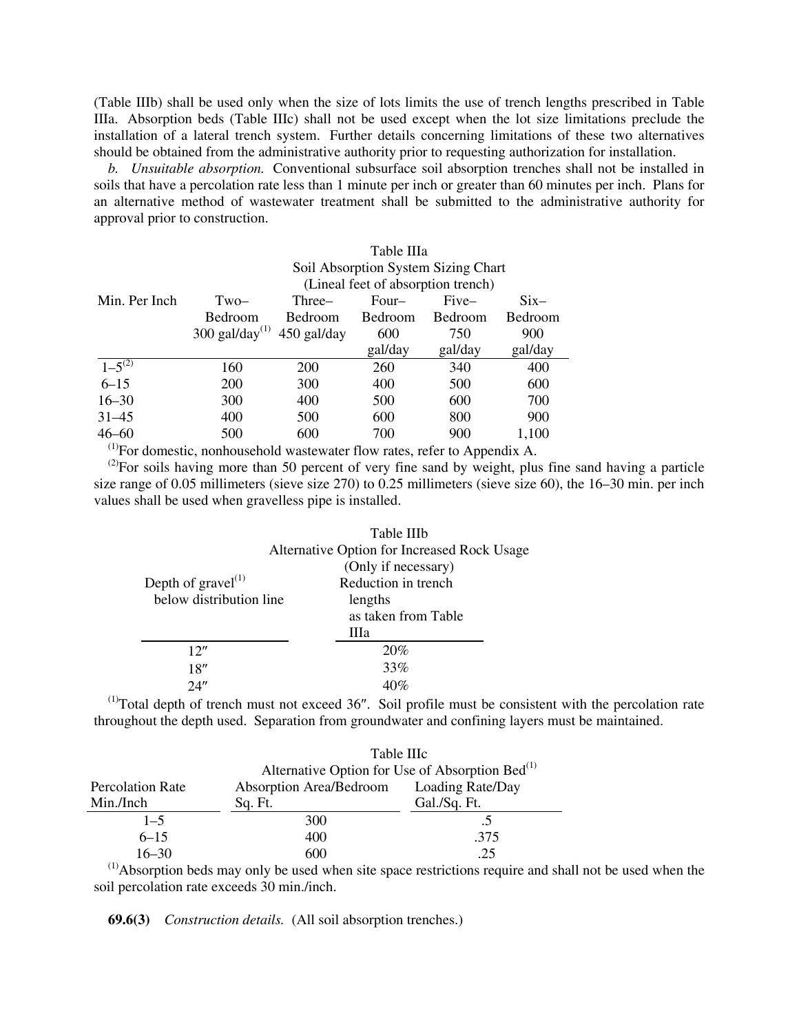(Table IIIb) shall be used only when the size of lots limits the use of trench lengths prescribed in Table IIIa. Absorption beds (Table IIIc) shall not be used except when the lot size limitations preclude the installation of a lateral trench system. Further details concerning limitations of these two alternatives should be obtained from the administrative authority prior to requesting authorization for installation.

*b. Unsuitable absorption.* Conventional subsurface soil absorption trenches shall not be installed in soils that have a percolation rate less than 1 minute per inch or greater than 60 minutes per inch. Plans for an alternative method of wastewater treatment shall be submitted to the administrative authority for approval prior to construction.

Table IIIa
Soil Absorption System Sizing Chart
(Lineal feet of absorption trench)

| Min. Per Inch | Two–Bedroom 300 gal/day[(1)] | Three–Bedroom 450 gal/day | Four–Bedroom 600 gal/day | Five–Bedroom 750 gal/day | Six–Bedroom 900 gal/day |
|---|---|---|---|---|---|
| 1–5[(2)] | 160 | 200 | 260 | 340 | 400 |
| 6–15 | 200 | 300 | 400 | 500 | 600 |
| 16–30 | 300 | 400 | 500 | 600 | 700 |
| 31–45 | 400 | 500 | 600 | 800 | 900 |
| 46–60 | 500 | 600 | 700 | 900 | 1,100 |

[(1)]For domestic, nonhousehold wastewater flow rates, refer to Appendix A.

[(2)]For soils having more than 50 percent of very fine sand by weight, plus fine sand having a particle size range of 0.05 millimeters (sieve size 270) to 0.25 millimeters (sieve size 60), the 16–30 min. per inch values shall be used when gravelless pipe is installed.

Table IIIb
Alternative Option for Increased Rock Usage
(Only if necessary)

| Depth of gravel[(1)] below distribution line | Reduction in trench lengths as taken from Table IIIa |
|---|---|
| 12″ | 20% |
| 18″ | 33% |
| 24″ | 40% |

[(1)]Total depth of trench must not exceed 36″. Soil profile must be consistent with the percolation rate throughout the depth used. Separation from groundwater and confining layers must be maintained.

Table IIIc
Alternative Option for Use of Absorption Bed[(1)]

| Percolation Rate Min./Inch | Absorption Area/Bedroom Sq. Ft. | Loading Rate/Day Gal./Sq. Ft. |
|---|---|---|
| 1–5 | 300 | .5 |
| 6–15 | 400 | .375 |
| 16–30 | 600 | .25 |

[(1)]Absorption beds may only be used when site space restrictions require and shall not be used when the soil percolation rate exceeds 30 min./inch.

**69.6(3)** *Construction details.* (All soil absorption trenches.)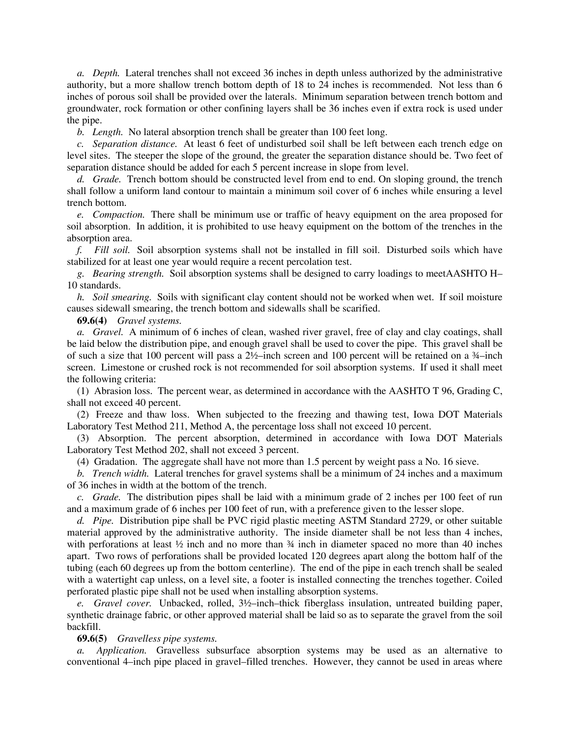*a. Depth.* Lateral trenches shall not exceed 36 inches in depth unless authorized by the administrative authority, but a more shallow trench bottom depth of 18 to 24 inches is recommended. Not less than 6 inches of porous soil shall be provided over the laterals. Minimum separation between trench bottom and groundwater, rock formation or other confining layers shall be 36 inches even if extra rock is used under the pipe.

*b. Length.* No lateral absorption trench shall be greater than 100 feet long.

*c. Separation distance.* At least 6 feet of undisturbed soil shall be left between each trench edge on level sites. The steeper the slope of the ground, the greater the separation distance should be. Two feet of separation distance should be added for each 5 percent increase in slope from level.

*d. Grade.* Trench bottom should be constructed level from end to end. On sloping ground, the trench shall follow a uniform land contour to maintain a minimum soil cover of 6 inches while ensuring a level trench bottom.

*e. Compaction.* There shall be minimum use or traffic of heavy equipment on the area proposed for soil absorption. In addition, it is prohibited to use heavy equipment on the bottom of the trenches in the absorption area.

*f. Fill soil.* Soil absorption systems shall not be installed in fill soil. Disturbed soils which have stabilized for at least one year would require a recent percolation test.

*g. Bearing strength.* Soil absorption systems shall be designed to carry loadings to meetAASHTO H–10 standards.

*h. Soil smearing.* Soils with significant clay content should not be worked when wet. If soil moisture causes sidewall smearing, the trench bottom and sidewalls shall be scarified.

**69.6(4)** *Gravel systems.*

*a. Gravel.* A minimum of 6 inches of clean, washed river gravel, free of clay and clay coatings, shall be laid below the distribution pipe, and enough gravel shall be used to cover the pipe. This gravel shall be of such a size that 100 percent will pass a 2½–inch screen and 100 percent will be retained on a ¾–inch screen. Limestone or crushed rock is not recommended for soil absorption systems. If used it shall meet the following criteria:

(1) Abrasion loss. The percent wear, as determined in accordance with the AASHTO T 96, Grading C, shall not exceed 40 percent.

(2) Freeze and thaw loss. When subjected to the freezing and thawing test, Iowa DOT Materials Laboratory Test Method 211, Method A, the percentage loss shall not exceed 10 percent.

(3) Absorption. The percent absorption, determined in accordance with Iowa DOT Materials Laboratory Test Method 202, shall not exceed 3 percent.

(4) Gradation. The aggregate shall have not more than 1.5 percent by weight pass a No. 16 sieve.

*b. Trench width.* Lateral trenches for gravel systems shall be a minimum of 24 inches and a maximum of 36 inches in width at the bottom of the trench.

*c. Grade.* The distribution pipes shall be laid with a minimum grade of 2 inches per 100 feet of run and a maximum grade of 6 inches per 100 feet of run, with a preference given to the lesser slope.

*d. Pipe.* Distribution pipe shall be PVC rigid plastic meeting ASTM Standard 2729, or other suitable material approved by the administrative authority. The inside diameter shall be not less than 4 inches, with perforations at least ½ inch and no more than ¾ inch in diameter spaced no more than 40 inches apart. Two rows of perforations shall be provided located 120 degrees apart along the bottom half of the tubing (each 60 degrees up from the bottom centerline). The end of the pipe in each trench shall be sealed with a watertight cap unless, on a level site, a footer is installed connecting the trenches together. Coiled perforated plastic pipe shall not be used when installing absorption systems.

*e. Gravel cover.* Unbacked, rolled, 3½–inch–thick fiberglass insulation, untreated building paper, synthetic drainage fabric, or other approved material shall be laid so as to separate the gravel from the soil backfill.

**69.6(5)** *Gravelless pipe systems.*

*a. Application.* Gravelless subsurface absorption systems may be used as an alternative to conventional 4–inch pipe placed in gravel–filled trenches. However, they cannot be used in areas where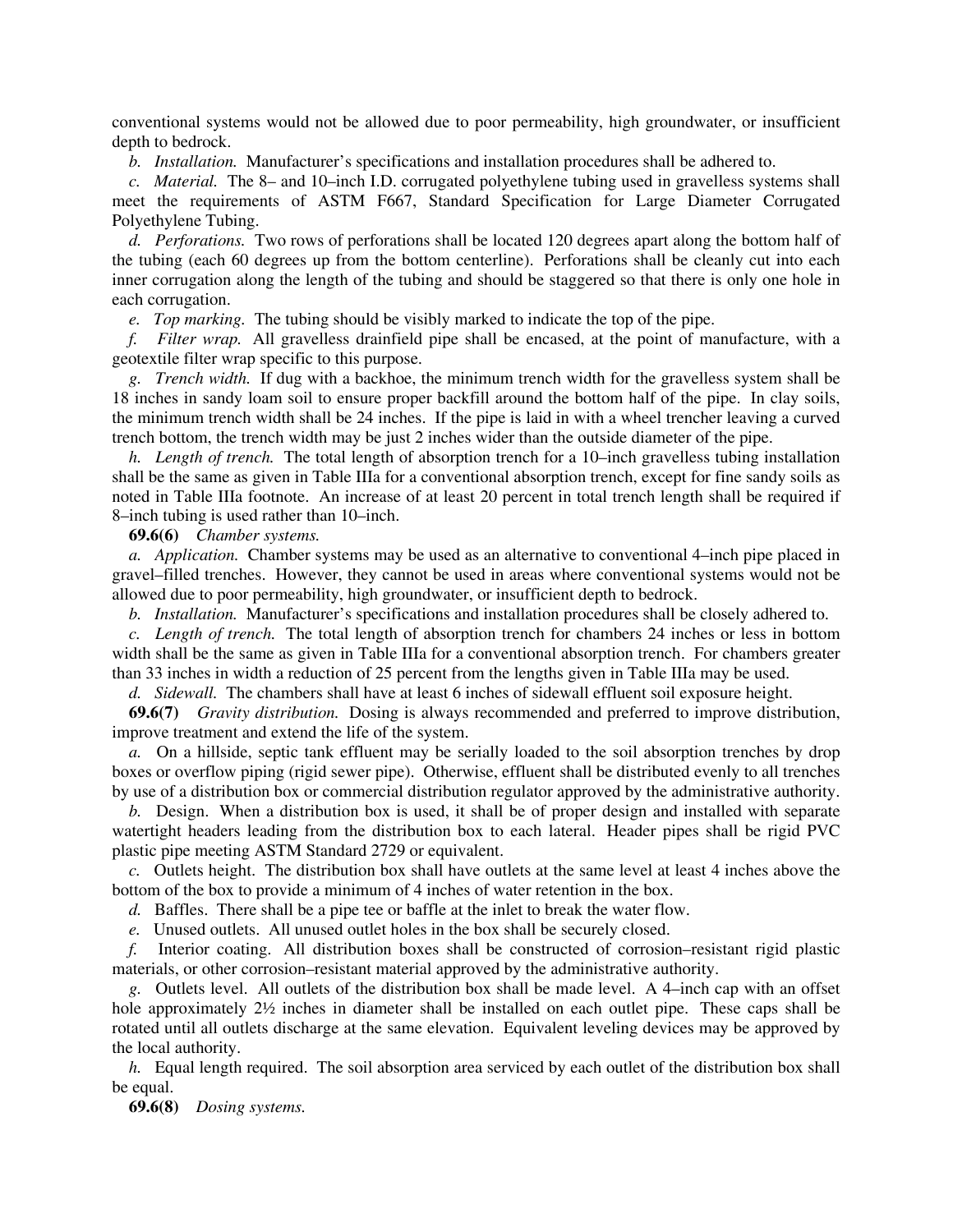conventional systems would not be allowed due to poor permeability, high groundwater, or insufficient depth to bedrock.

*b. Installation.* Manufacturer's specifications and installation procedures shall be adhered to.

*c. Material.* The 8– and 10–inch I.D. corrugated polyethylene tubing used in gravelless systems shall meet the requirements of ASTM F667, Standard Specification for Large Diameter Corrugated Polyethylene Tubing.

*d. Perforations.* Two rows of perforations shall be located 120 degrees apart along the bottom half of the tubing (each 60 degrees up from the bottom centerline). Perforations shall be cleanly cut into each inner corrugation along the length of the tubing and should be staggered so that there is only one hole in each corrugation.

*e. Top marking.* The tubing should be visibly marked to indicate the top of the pipe.

*f. Filter wrap.* All gravelless drainfield pipe shall be encased, at the point of manufacture, with a geotextile filter wrap specific to this purpose.

*g. Trench width.* If dug with a backhoe, the minimum trench width for the gravelless system shall be 18 inches in sandy loam soil to ensure proper backfill around the bottom half of the pipe. In clay soils, the minimum trench width shall be 24 inches. If the pipe is laid in with a wheel trencher leaving a curved trench bottom, the trench width may be just 2 inches wider than the outside diameter of the pipe.

*h. Length of trench.* The total length of absorption trench for a 10–inch gravelless tubing installation shall be the same as given in Table IIIa for a conventional absorption trench, except for fine sandy soils as noted in Table IIIa footnote. An increase of at least 20 percent in total trench length shall be required if 8–inch tubing is used rather than 10–inch.

**69.6(6)** *Chamber systems.*

*a. Application.* Chamber systems may be used as an alternative to conventional 4–inch pipe placed in gravel–filled trenches. However, they cannot be used in areas where conventional systems would not be allowed due to poor permeability, high groundwater, or insufficient depth to bedrock.

*b. Installation.* Manufacturer's specifications and installation procedures shall be closely adhered to.

*c. Length of trench.* The total length of absorption trench for chambers 24 inches or less in bottom width shall be the same as given in Table IIIa for a conventional absorption trench. For chambers greater than 33 inches in width a reduction of 25 percent from the lengths given in Table IIIa may be used.

*d. Sidewall.* The chambers shall have at least 6 inches of sidewall effluent soil exposure height.

**69.6(7)** *Gravity distribution.* Dosing is always recommended and preferred to improve distribution, improve treatment and extend the life of the system.

*a.* On a hillside, septic tank effluent may be serially loaded to the soil absorption trenches by drop boxes or overflow piping (rigid sewer pipe). Otherwise, effluent shall be distributed evenly to all trenches by use of a distribution box or commercial distribution regulator approved by the administrative authority.

*b.* Design. When a distribution box is used, it shall be of proper design and installed with separate watertight headers leading from the distribution box to each lateral. Header pipes shall be rigid PVC plastic pipe meeting ASTM Standard 2729 or equivalent.

*c.* Outlets height. The distribution box shall have outlets at the same level at least 4 inches above the bottom of the box to provide a minimum of 4 inches of water retention in the box.

*d.* Baffles. There shall be a pipe tee or baffle at the inlet to break the water flow.

*e.* Unused outlets. All unused outlet holes in the box shall be securely closed.

*f.* Interior coating. All distribution boxes shall be constructed of corrosion–resistant rigid plastic materials, or other corrosion–resistant material approved by the administrative authority.

*g.* Outlets level. All outlets of the distribution box shall be made level. A 4–inch cap with an offset hole approximately 2½ inches in diameter shall be installed on each outlet pipe. These caps shall be rotated until all outlets discharge at the same elevation. Equivalent leveling devices may be approved by the local authority.

*h.* Equal length required. The soil absorption area serviced by each outlet of the distribution box shall be equal.

**69.6(8)** *Dosing systems.*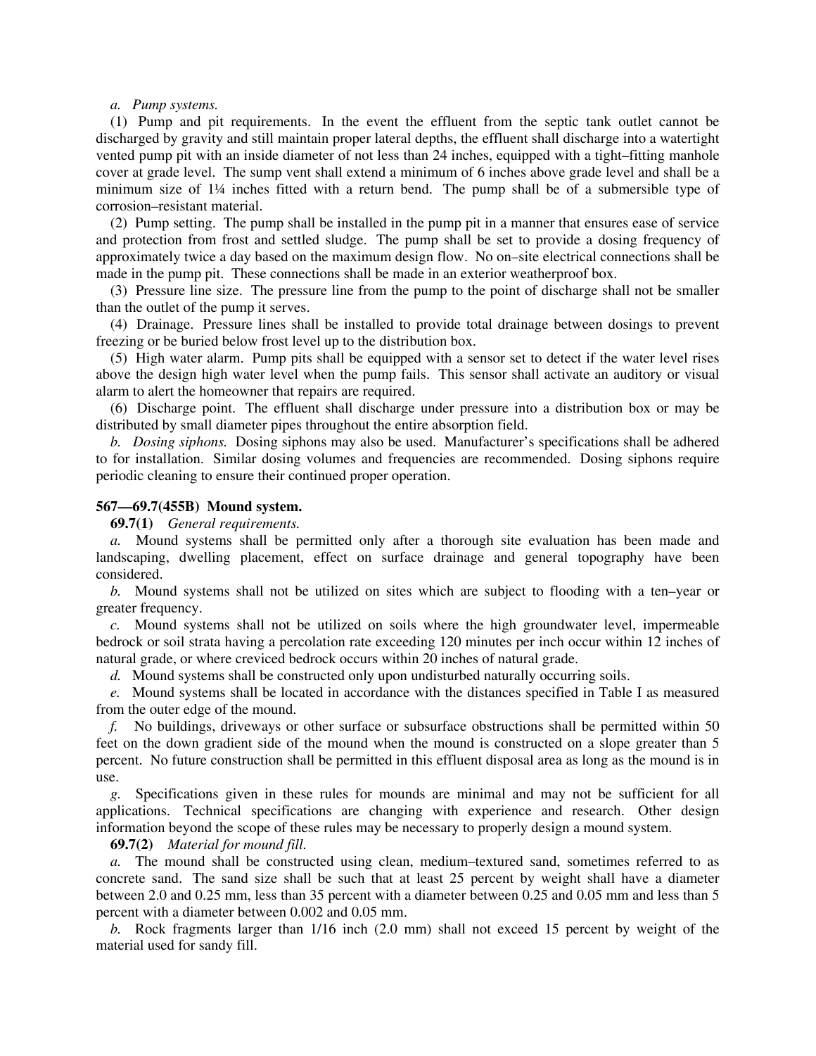*a. Pump systems.*

(1) Pump and pit requirements. In the event the effluent from the septic tank outlet cannot be discharged by gravity and still maintain proper lateral depths, the effluent shall discharge into a watertight vented pump pit with an inside diameter of not less than 24 inches, equipped with a tight–fitting manhole cover at grade level. The sump vent shall extend a minimum of 6 inches above grade level and shall be a minimum size of 1¼ inches fitted with a return bend. The pump shall be of a submersible type of corrosion–resistant material.

(2) Pump setting. The pump shall be installed in the pump pit in a manner that ensures ease of service and protection from frost and settled sludge. The pump shall be set to provide a dosing frequency of approximately twice a day based on the maximum design flow. No on–site electrical connections shall be made in the pump pit. These connections shall be made in an exterior weatherproof box.

(3) Pressure line size. The pressure line from the pump to the point of discharge shall not be smaller than the outlet of the pump it serves.

(4) Drainage. Pressure lines shall be installed to provide total drainage between dosings to prevent freezing or be buried below frost level up to the distribution box.

(5) High water alarm. Pump pits shall be equipped with a sensor set to detect if the water level rises above the design high water level when the pump fails. This sensor shall activate an auditory or visual alarm to alert the homeowner that repairs are required.

(6) Discharge point. The effluent shall discharge under pressure into a distribution box or may be distributed by small diameter pipes throughout the entire absorption field.

*b. Dosing siphons.* Dosing siphons may also be used. Manufacturer's specifications shall be adhered to for installation. Similar dosing volumes and frequencies are recommended. Dosing siphons require periodic cleaning to ensure their continued proper operation.

**567—69.7(455B) Mound system.**

**69.7(1)** *General requirements.*

*a.* Mound systems shall be permitted only after a thorough site evaluation has been made and landscaping, dwelling placement, effect on surface drainage and general topography have been considered.

*b.* Mound systems shall not be utilized on sites which are subject to flooding with a ten–year or greater frequency.

*c.* Mound systems shall not be utilized on soils where the high groundwater level, impermeable bedrock or soil strata having a percolation rate exceeding 120 minutes per inch occur within 12 inches of natural grade, or where creviced bedrock occurs within 20 inches of natural grade.

*d.* Mound systems shall be constructed only upon undisturbed naturally occurring soils.

*e.* Mound systems shall be located in accordance with the distances specified in Table I as measured from the outer edge of the mound.

*f.* No buildings, driveways or other surface or subsurface obstructions shall be permitted within 50 feet on the down gradient side of the mound when the mound is constructed on a slope greater than 5 percent. No future construction shall be permitted in this effluent disposal area as long as the mound is in use.

*g.* Specifications given in these rules for mounds are minimal and may not be sufficient for all applications. Technical specifications are changing with experience and research. Other design information beyond the scope of these rules may be necessary to properly design a mound system.

**69.7(2)** *Material for mound fill.*

*a.* The mound shall be constructed using clean, medium–textured sand, sometimes referred to as concrete sand. The sand size shall be such that at least 25 percent by weight shall have a diameter between 2.0 and 0.25 mm, less than 35 percent with a diameter between 0.25 and 0.05 mm and less than 5 percent with a diameter between 0.002 and 0.05 mm.

*b.* Rock fragments larger than 1/16 inch (2.0 mm) shall not exceed 15 percent by weight of the material used for sandy fill.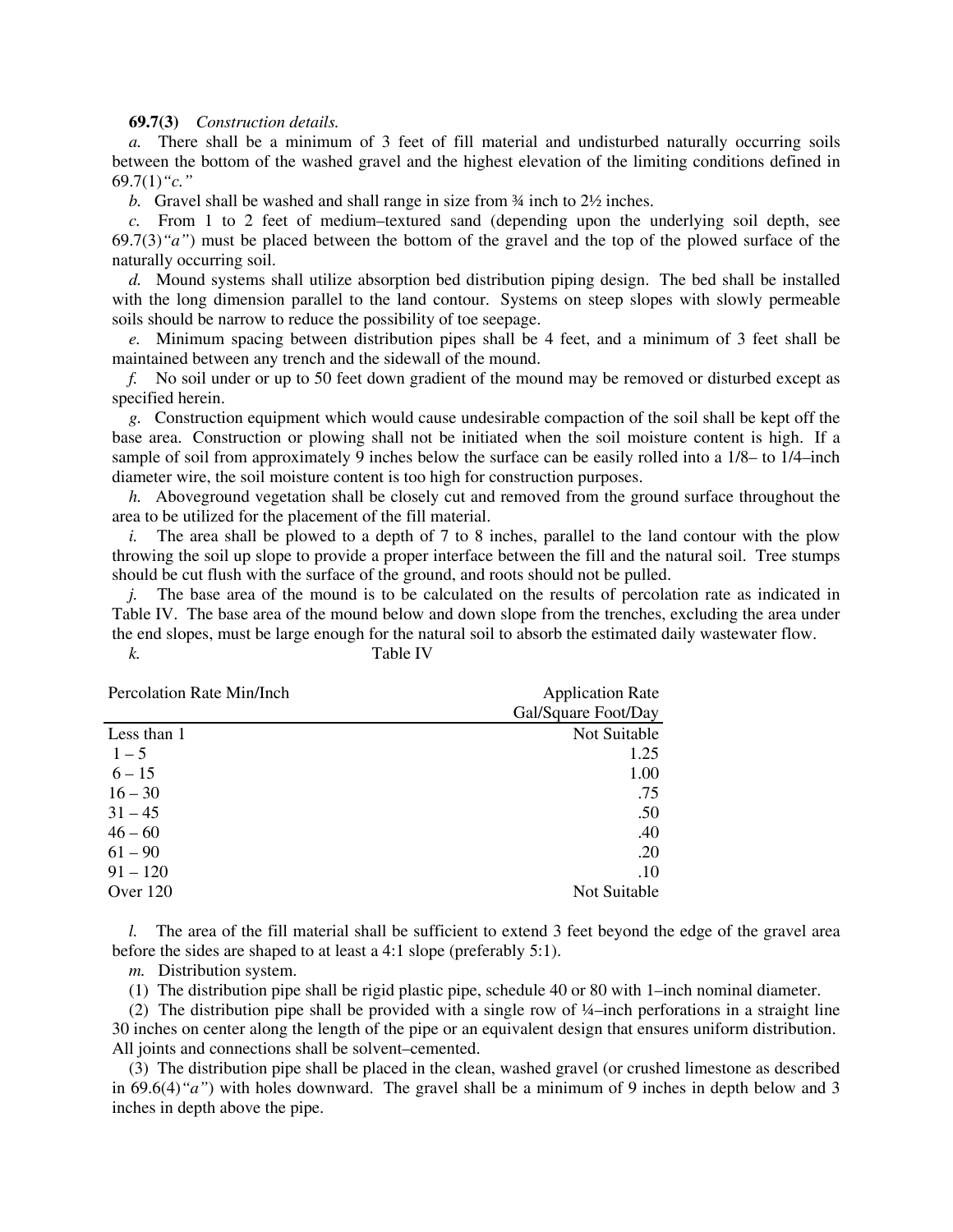**69.7(3)** *Construction details.*

*a.* There shall be a minimum of 3 feet of fill material and undisturbed naturally occurring soils between the bottom of the washed gravel and the highest elevation of the limiting conditions defined in 69.7(1)*"c."*

*b.* Gravel shall be washed and shall range in size from ¾ inch to 2½ inches.

*c.* From 1 to 2 feet of medium–textured sand (depending upon the underlying soil depth, see 69.7(3)*"a"*) must be placed between the bottom of the gravel and the top of the plowed surface of the naturally occurring soil.

*d.* Mound systems shall utilize absorption bed distribution piping design. The bed shall be installed with the long dimension parallel to the land contour. Systems on steep slopes with slowly permeable soils should be narrow to reduce the possibility of toe seepage.

*e.* Minimum spacing between distribution pipes shall be 4 feet, and a minimum of 3 feet shall be maintained between any trench and the sidewall of the mound.

*f.* No soil under or up to 50 feet down gradient of the mound may be removed or disturbed except as specified herein.

*g.* Construction equipment which would cause undesirable compaction of the soil shall be kept off the base area. Construction or plowing shall not be initiated when the soil moisture content is high. If a sample of soil from approximately 9 inches below the surface can be easily rolled into a 1/8– to 1/4–inch diameter wire, the soil moisture content is too high for construction purposes.

*h.* Aboveground vegetation shall be closely cut and removed from the ground surface throughout the area to be utilized for the placement of the fill material.

*i.* The area shall be plowed to a depth of 7 to 8 inches, parallel to the land contour with the plow throwing the soil up slope to provide a proper interface between the fill and the natural soil. Tree stumps should be cut flush with the surface of the ground, and roots should not be pulled.

*j.* The base area of the mound is to be calculated on the results of percolation rate as indicated in Table IV. The base area of the mound below and down slope from the trenches, excluding the area under the end slopes, must be large enough for the natural soil to absorb the estimated daily wastewater flow.

*k.* Table IV

| Percolation Rate Min/Inch | Application Rate Gal/Square Foot/Day |
|---|---|
| Less than 1 | Not Suitable |
| 1 – 5 | 1.25 |
| 6 – 15 | 1.00 |
| 16 – 30 | .75 |
| 31 – 45 | .50 |
| 46 – 60 | .40 |
| 61 – 90 | .20 |
| 91 – 120 | .10 |
| Over 120 | Not Suitable |

*l.* The area of the fill material shall be sufficient to extend 3 feet beyond the edge of the gravel area before the sides are shaped to at least a 4:1 slope (preferably 5:1).

*m.* Distribution system.

(1) The distribution pipe shall be rigid plastic pipe, schedule 40 or 80 with 1–inch nominal diameter.

(2) The distribution pipe shall be provided with a single row of ¼–inch perforations in a straight line 30 inches on center along the length of the pipe or an equivalent design that ensures uniform distribution. All joints and connections shall be solvent–cemented.

(3) The distribution pipe shall be placed in the clean, washed gravel (or crushed limestone as described in 69.6(4)*"a"*) with holes downward. The gravel shall be a minimum of 9 inches in depth below and 3 inches in depth above the pipe.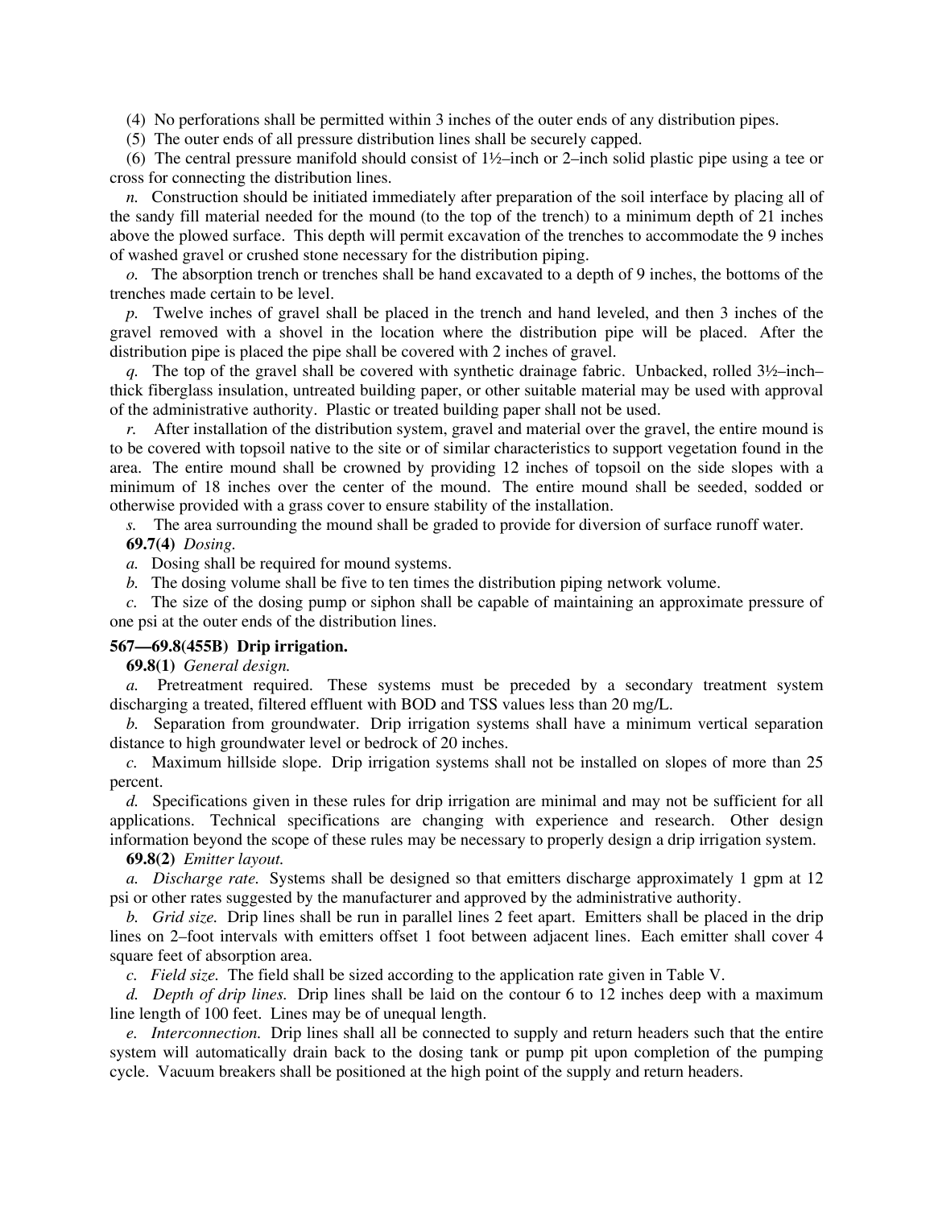(4) No perforations shall be permitted within 3 inches of the outer ends of any distribution pipes.

(5) The outer ends of all pressure distribution lines shall be securely capped.

(6) The central pressure manifold should consist of 1½–inch or 2–inch solid plastic pipe using a tee or cross for connecting the distribution lines.

*n.* Construction should be initiated immediately after preparation of the soil interface by placing all of the sandy fill material needed for the mound (to the top of the trench) to a minimum depth of 21 inches above the plowed surface. This depth will permit excavation of the trenches to accommodate the 9 inches of washed gravel or crushed stone necessary for the distribution piping.

*o.* The absorption trench or trenches shall be hand excavated to a depth of 9 inches, the bottoms of the trenches made certain to be level.

*p.* Twelve inches of gravel shall be placed in the trench and hand leveled, and then 3 inches of the gravel removed with a shovel in the location where the distribution pipe will be placed. After the distribution pipe is placed the pipe shall be covered with 2 inches of gravel.

*q.* The top of the gravel shall be covered with synthetic drainage fabric. Unbacked, rolled 3½–inch–thick fiberglass insulation, untreated building paper, or other suitable material may be used with approval of the administrative authority. Plastic or treated building paper shall not be used.

*r.* After installation of the distribution system, gravel and material over the gravel, the entire mound is to be covered with topsoil native to the site or of similar characteristics to support vegetation found in the area. The entire mound shall be crowned by providing 12 inches of topsoil on the side slopes with a minimum of 18 inches over the center of the mound. The entire mound shall be seeded, sodded or otherwise provided with a grass cover to ensure stability of the installation.

*s.* The area surrounding the mound shall be graded to provide for diversion of surface runoff water.

**69.7(4)** *Dosing.*

*a.* Dosing shall be required for mound systems.

*b.* The dosing volume shall be five to ten times the distribution piping network volume.

*c.* The size of the dosing pump or siphon shall be capable of maintaining an approximate pressure of one psi at the outer ends of the distribution lines.

**567—69.8(455B) Drip irrigation.**

**69.8(1)** *General design.*

*a.* Pretreatment required. These systems must be preceded by a secondary treatment system discharging a treated, filtered effluent with BOD and TSS values less than 20 mg/L.

*b.* Separation from groundwater. Drip irrigation systems shall have a minimum vertical separation distance to high groundwater level or bedrock of 20 inches.

*c.* Maximum hillside slope. Drip irrigation systems shall not be installed on slopes of more than 25 percent.

*d.* Specifications given in these rules for drip irrigation are minimal and may not be sufficient for all applications. Technical specifications are changing with experience and research. Other design information beyond the scope of these rules may be necessary to properly design a drip irrigation system.

**69.8(2)** *Emitter layout.*

*a. Discharge rate.* Systems shall be designed so that emitters discharge approximately 1 gpm at 12 psi or other rates suggested by the manufacturer and approved by the administrative authority.

*b. Grid size.* Drip lines shall be run in parallel lines 2 feet apart. Emitters shall be placed in the drip lines on 2–foot intervals with emitters offset 1 foot between adjacent lines. Each emitter shall cover 4 square feet of absorption area.

*c. Field size.* The field shall be sized according to the application rate given in Table V.

*d. Depth of drip lines.* Drip lines shall be laid on the contour 6 to 12 inches deep with a maximum line length of 100 feet. Lines may be of unequal length.

*e. Interconnection.* Drip lines shall all be connected to supply and return headers such that the entire system will automatically drain back to the dosing tank or pump pit upon completion of the pumping cycle. Vacuum breakers shall be positioned at the high point of the supply and return headers.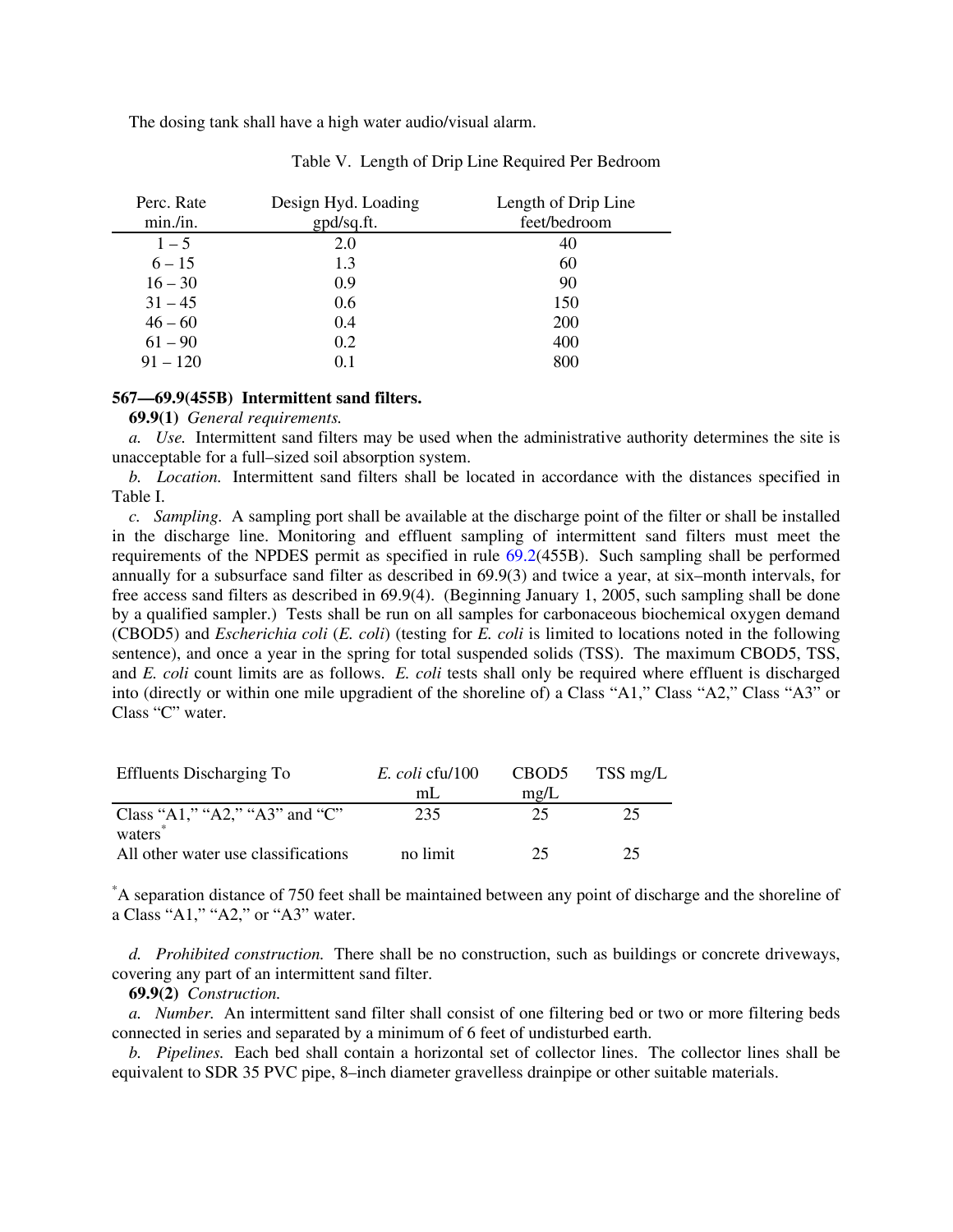The dosing tank shall have a high water audio/visual alarm.

Table V. Length of Drip Line Required Per Bedroom

| Perc. Rate min./in. | Design Hyd. Loading gpd/sq.ft. | Length of Drip Line feet/bedroom |
|---|---|---|
| 1 – 5 | 2.0 | 40 |
| 6 – 15 | 1.3 | 60 |
| 16 – 30 | 0.9 | 90 |
| 31 – 45 | 0.6 | 150 |
| 46 – 60 | 0.4 | 200 |
| 61 – 90 | 0.2 | 400 |
| 91 – 120 | 0.1 | 800 |

**567—69.9(455B) Intermittent sand filters.**

**69.9(1)** *General requirements.*

*a. Use.* Intermittent sand filters may be used when the administrative authority determines the site is unacceptable for a full–sized soil absorption system.

*b. Location.* Intermittent sand filters shall be located in accordance with the distances specified in Table I.

*c. Sampling.* A sampling port shall be available at the discharge point of the filter or shall be installed in the discharge line. Monitoring and effluent sampling of intermittent sand filters must meet the requirements of the NPDES permit as specified in rule 69.2(455B). Such sampling shall be performed annually for a subsurface sand filter as described in 69.9(3) and twice a year, at six–month intervals, for free access sand filters as described in 69.9(4). (Beginning January 1, 2005, such sampling shall be done by a qualified sampler.) Tests shall be run on all samples for carbonaceous biochemical oxygen demand (CBOD5) and *Escherichia coli* (*E. coli*) (testing for *E. coli* is limited to locations noted in the following sentence), and once a year in the spring for total suspended solids (TSS). The maximum CBOD5, TSS, and *E. coli* count limits are as follows. *E. coli* tests shall only be required where effluent is discharged into (directly or within one mile upgradient of the shoreline of) a Class "A1," Class "A2," Class "A3" or Class "C" water.

| Effluents Discharging To | *E. coli* cfu/100 mL | CBOD5 mg/L | TSS mg/L |
|---|---|---|---|
| Class "A1," "A2," "A3" and "C" waters* | 235 | 25 | 25 |
| All other water use classifications | no limit | 25 | 25 |

*A separation distance of 750 feet shall be maintained between any point of discharge and the shoreline of a Class "A1," "A2," or "A3" water.

*d. Prohibited construction.* There shall be no construction, such as buildings or concrete driveways, covering any part of an intermittent sand filter.

**69.9(2)** *Construction.*

*a. Number.* An intermittent sand filter shall consist of one filtering bed or two or more filtering beds connected in series and separated by a minimum of 6 feet of undisturbed earth.

*b. Pipelines.* Each bed shall contain a horizontal set of collector lines. The collector lines shall be equivalent to SDR 35 PVC pipe, 8–inch diameter gravelless drainpipe or other suitable materials.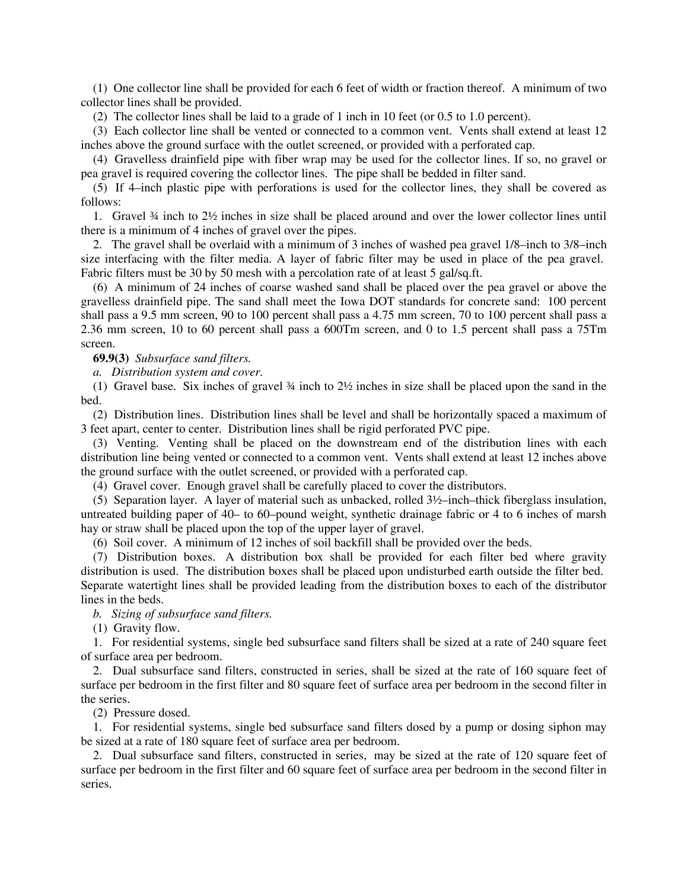(1) One collector line shall be provided for each 6 feet of width or fraction thereof. A minimum of two collector lines shall be provided.

(2) The collector lines shall be laid to a grade of 1 inch in 10 feet (or 0.5 to 1.0 percent).

(3) Each collector line shall be vented or connected to a common vent. Vents shall extend at least 12 inches above the ground surface with the outlet screened, or provided with a perforated cap.

(4) Gravelless drainfield pipe with fiber wrap may be used for the collector lines. If so, no gravel or pea gravel is required covering the collector lines. The pipe shall be bedded in filter sand.

(5) If 4–inch plastic pipe with perforations is used for the collector lines, they shall be covered as follows:

1. Gravel ¾ inch to 2½ inches in size shall be placed around and over the lower collector lines until there is a minimum of 4 inches of gravel over the pipes.

2. The gravel shall be overlaid with a minimum of 3 inches of washed pea gravel 1/8–inch to 3/8–inch size interfacing with the filter media. A layer of fabric filter may be used in place of the pea gravel. Fabric filters must be 30 by 50 mesh with a percolation rate of at least 5 gal/sq.ft.

(6) A minimum of 24 inches of coarse washed sand shall be placed over the pea gravel or above the gravelless drainfield pipe. The sand shall meet the Iowa DOT standards for concrete sand: 100 percent shall pass a 9.5 mm screen, 90 to 100 percent shall pass a 4.75 mm screen, 70 to 100 percent shall pass a 2.36 mm screen, 10 to 60 percent shall pass a 600Tm screen, and 0 to 1.5 percent shall pass a 75Tm screen.

**69.9(3)** *Subsurface sand filters.*

*a. Distribution system and cover.*

(1) Gravel base. Six inches of gravel ¾ inch to 2½ inches in size shall be placed upon the sand in the bed.

(2) Distribution lines. Distribution lines shall be level and shall be horizontally spaced a maximum of 3 feet apart, center to center. Distribution lines shall be rigid perforated PVC pipe.

(3) Venting. Venting shall be placed on the downstream end of the distribution lines with each distribution line being vented or connected to a common vent. Vents shall extend at least 12 inches above the ground surface with the outlet screened, or provided with a perforated cap.

(4) Gravel cover. Enough gravel shall be carefully placed to cover the distributors.

(5) Separation layer. A layer of material such as unbacked, rolled 3½–inch–thick fiberglass insulation, untreated building paper of 40– to 60–pound weight, synthetic drainage fabric or 4 to 6 inches of marsh hay or straw shall be placed upon the top of the upper layer of gravel.

(6) Soil cover. A minimum of 12 inches of soil backfill shall be provided over the beds.

(7) Distribution boxes. A distribution box shall be provided for each filter bed where gravity distribution is used. The distribution boxes shall be placed upon undisturbed earth outside the filter bed. Separate watertight lines shall be provided leading from the distribution boxes to each of the distributor lines in the beds.

*b. Sizing of subsurface sand filters.*

(1) Gravity flow.

1. For residential systems, single bed subsurface sand filters shall be sized at a rate of 240 square feet of surface area per bedroom.

2. Dual subsurface sand filters, constructed in series, shall be sized at the rate of 160 square feet of surface per bedroom in the first filter and 80 square feet of surface area per bedroom in the second filter in the series.

(2) Pressure dosed.

1. For residential systems, single bed subsurface sand filters dosed by a pump or dosing siphon may be sized at a rate of 180 square feet of surface area per bedroom.

2. Dual subsurface sand filters, constructed in series, may be sized at the rate of 120 square feet of surface per bedroom in the first filter and 60 square feet of surface area per bedroom in the second filter in series.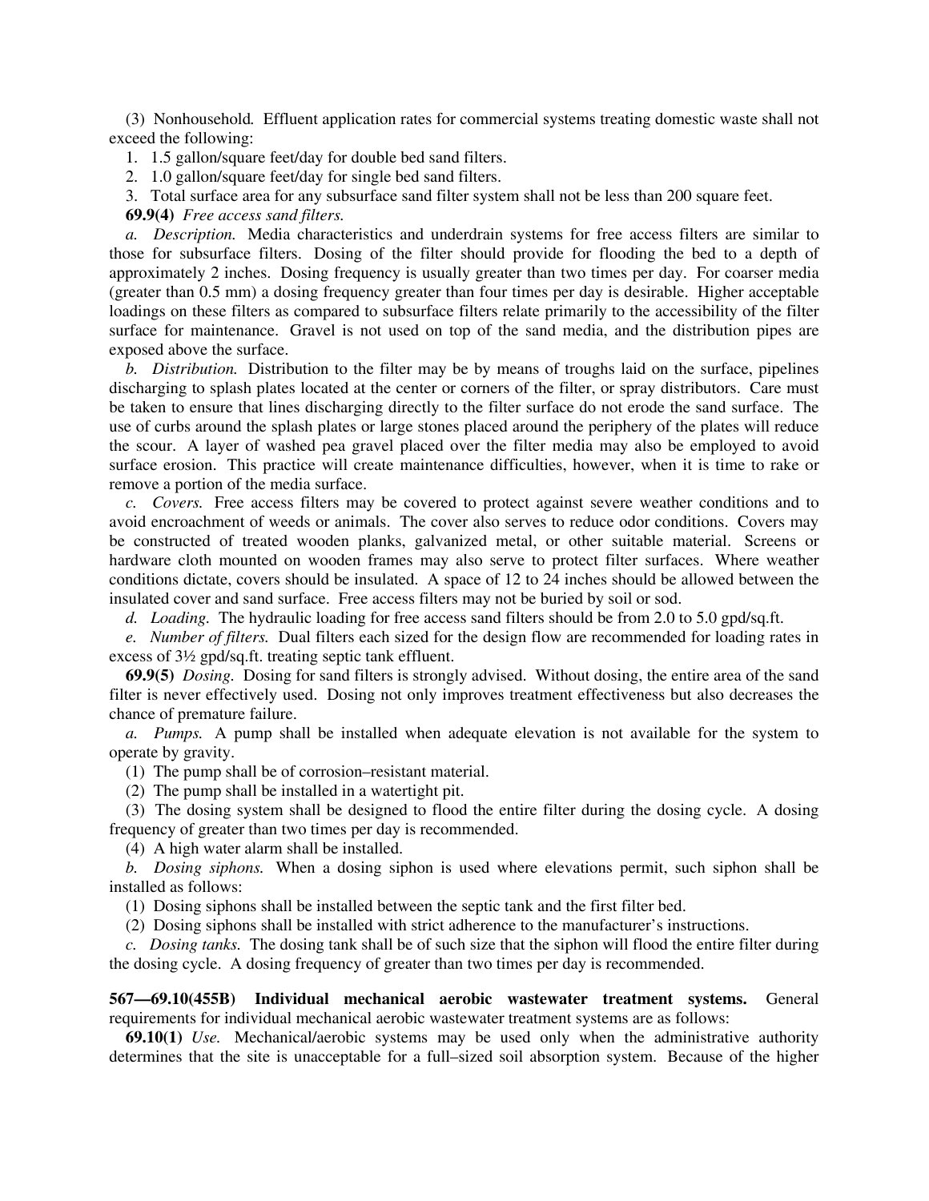(3) Nonhousehold*.* Effluent application rates for commercial systems treating domestic waste shall not exceed the following:

1. 1.5 gallon/square feet/day for double bed sand filters.
2. 1.0 gallon/square feet/day for single bed sand filters.
3. Total surface area for any subsurface sand filter system shall not be less than 200 square feet.

**69.9(4)** *Free access sand filters.*

*a. Description.* Media characteristics and underdrain systems for free access filters are similar to those for subsurface filters. Dosing of the filter should provide for flooding the bed to a depth of approximately 2 inches. Dosing frequency is usually greater than two times per day. For coarser media (greater than 0.5 mm) a dosing frequency greater than four times per day is desirable. Higher acceptable loadings on these filters as compared to subsurface filters relate primarily to the accessibility of the filter surface for maintenance. Gravel is not used on top of the sand media, and the distribution pipes are exposed above the surface.

*b. Distribution.* Distribution to the filter may be by means of troughs laid on the surface, pipelines discharging to splash plates located at the center or corners of the filter, or spray distributors. Care must be taken to ensure that lines discharging directly to the filter surface do not erode the sand surface. The use of curbs around the splash plates or large stones placed around the periphery of the plates will reduce the scour. A layer of washed pea gravel placed over the filter media may also be employed to avoid surface erosion. This practice will create maintenance difficulties, however, when it is time to rake or remove a portion of the media surface.

*c. Covers.* Free access filters may be covered to protect against severe weather conditions and to avoid encroachment of weeds or animals. The cover also serves to reduce odor conditions. Covers may be constructed of treated wooden planks, galvanized metal, or other suitable material. Screens or hardware cloth mounted on wooden frames may also serve to protect filter surfaces. Where weather conditions dictate, covers should be insulated. A space of 12 to 24 inches should be allowed between the insulated cover and sand surface. Free access filters may not be buried by soil or sod.

*d. Loading.* The hydraulic loading for free access sand filters should be from 2.0 to 5.0 gpd/sq.ft.

*e. Number of filters.* Dual filters each sized for the design flow are recommended for loading rates in excess of 3½ gpd/sq.ft. treating septic tank effluent.

**69.9(5)** *Dosing.* Dosing for sand filters is strongly advised. Without dosing, the entire area of the sand filter is never effectively used. Dosing not only improves treatment effectiveness but also decreases the chance of premature failure.

*a. Pumps.* A pump shall be installed when adequate elevation is not available for the system to operate by gravity.

(1) The pump shall be of corrosion–resistant material.

(2) The pump shall be installed in a watertight pit.

(3) The dosing system shall be designed to flood the entire filter during the dosing cycle. A dosing frequency of greater than two times per day is recommended.

(4) A high water alarm shall be installed.

*b. Dosing siphons.* When a dosing siphon is used where elevations permit, such siphon shall be installed as follows:

(1) Dosing siphons shall be installed between the septic tank and the first filter bed.

(2) Dosing siphons shall be installed with strict adherence to the manufacturer's instructions.

*c. Dosing tanks.* The dosing tank shall be of such size that the siphon will flood the entire filter during the dosing cycle. A dosing frequency of greater than two times per day is recommended.

**567—69.10(455B) Individual mechanical aerobic wastewater treatment systems.** General requirements for individual mechanical aerobic wastewater treatment systems are as follows:

**69.10(1)** *Use.* Mechanical/aerobic systems may be used only when the administrative authority determines that the site is unacceptable for a full–sized soil absorption system. Because of the higher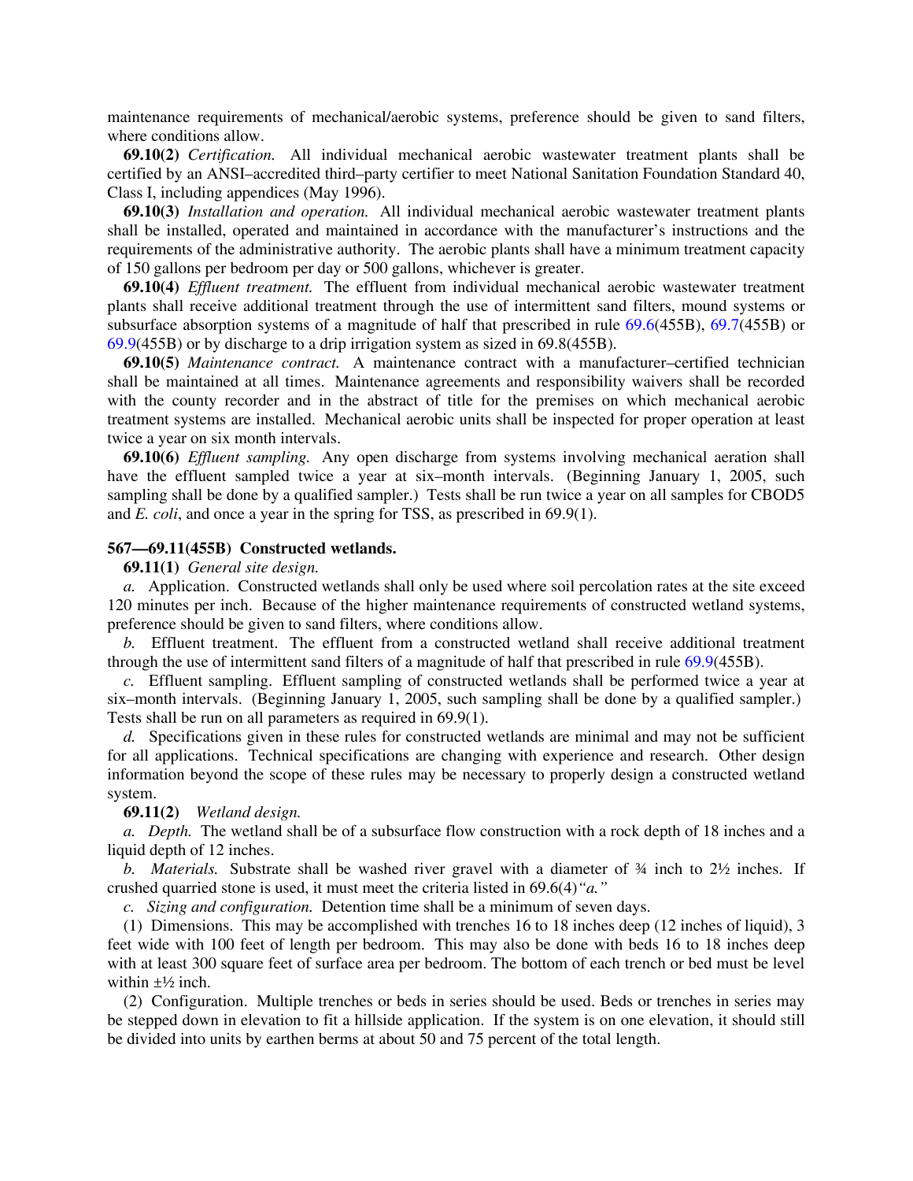maintenance requirements of mechanical/aerobic systems, preference should be given to sand filters, where conditions allow.

**69.10(2)** *Certification.* All individual mechanical aerobic wastewater treatment plants shall be certified by an ANSI–accredited third–party certifier to meet National Sanitation Foundation Standard 40, Class I, including appendices (May 1996).

**69.10(3)** *Installation and operation.* All individual mechanical aerobic wastewater treatment plants shall be installed, operated and maintained in accordance with the manufacturer's instructions and the requirements of the administrative authority. The aerobic plants shall have a minimum treatment capacity of 150 gallons per bedroom per day or 500 gallons, whichever is greater.

**69.10(4)** *Effluent treatment.* The effluent from individual mechanical aerobic wastewater treatment plants shall receive additional treatment through the use of intermittent sand filters, mound systems or subsurface absorption systems of a magnitude of half that prescribed in rule 69.6(455B), 69.7(455B) or 69.9(455B) or by discharge to a drip irrigation system as sized in 69.8(455B).

**69.10(5)** *Maintenance contract.* A maintenance contract with a manufacturer–certified technician shall be maintained at all times. Maintenance agreements and responsibility waivers shall be recorded with the county recorder and in the abstract of title for the premises on which mechanical aerobic treatment systems are installed. Mechanical aerobic units shall be inspected for proper operation at least twice a year on six month intervals.

**69.10(6)** *Effluent sampling.* Any open discharge from systems involving mechanical aeration shall have the effluent sampled twice a year at six–month intervals. (Beginning January 1, 2005, such sampling shall be done by a qualified sampler.) Tests shall be run twice a year on all samples for CBOD5 and *E. coli*, and once a year in the spring for TSS, as prescribed in 69.9(1).

**567—69.11(455B) Constructed wetlands.**

**69.11(1)** *General site design.*

*a.* Application. Constructed wetlands shall only be used where soil percolation rates at the site exceed 120 minutes per inch. Because of the higher maintenance requirements of constructed wetland systems, preference should be given to sand filters, where conditions allow.

*b.* Effluent treatment. The effluent from a constructed wetland shall receive additional treatment through the use of intermittent sand filters of a magnitude of half that prescribed in rule 69.9(455B).

*c.* Effluent sampling. Effluent sampling of constructed wetlands shall be performed twice a year at six–month intervals. (Beginning January 1, 2005, such sampling shall be done by a qualified sampler.) Tests shall be run on all parameters as required in 69.9(1).

*d.* Specifications given in these rules for constructed wetlands are minimal and may not be sufficient for all applications. Technical specifications are changing with experience and research. Other design information beyond the scope of these rules may be necessary to properly design a constructed wetland system.

**69.11(2)** *Wetland design.*

*a. Depth.* The wetland shall be of a subsurface flow construction with a rock depth of 18 inches and a liquid depth of 12 inches.

*b. Materials.* Substrate shall be washed river gravel with a diameter of ¾ inch to 2½ inches. If crushed quarried stone is used, it must meet the criteria listed in 69.6(4)*"a."*

*c. Sizing and configuration.* Detention time shall be a minimum of seven days.

(1) Dimensions. This may be accomplished with trenches 16 to 18 inches deep (12 inches of liquid), 3 feet wide with 100 feet of length per bedroom. This may also be done with beds 16 to 18 inches deep with at least 300 square feet of surface area per bedroom. The bottom of each trench or bed must be level within ±½ inch.

(2) Configuration. Multiple trenches or beds in series should be used. Beds or trenches in series may be stepped down in elevation to fit a hillside application. If the system is on one elevation, it should still be divided into units by earthen berms at about 50 and 75 percent of the total length.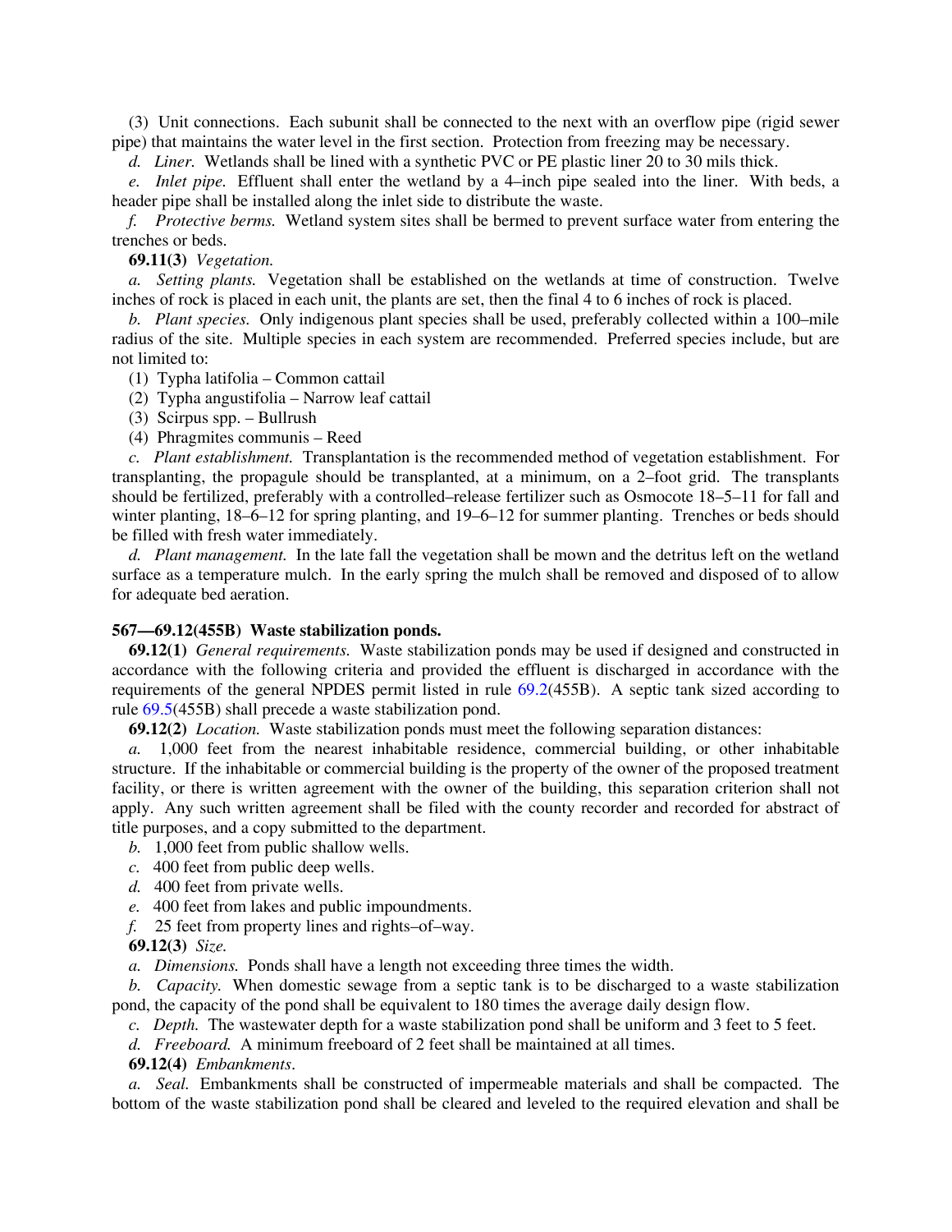(3) Unit connections. Each subunit shall be connected to the next with an overflow pipe (rigid sewer pipe) that maintains the water level in the first section. Protection from freezing may be necessary.

*d. Liner.* Wetlands shall be lined with a synthetic PVC or PE plastic liner 20 to 30 mils thick.

*e. Inlet pipe.* Effluent shall enter the wetland by a 4–inch pipe sealed into the liner. With beds, a header pipe shall be installed along the inlet side to distribute the waste.

*f. Protective berms.* Wetland system sites shall be bermed to prevent surface water from entering the trenches or beds.

**69.11(3)** *Vegetation.*

*a. Setting plants.* Vegetation shall be established on the wetlands at time of construction. Twelve inches of rock is placed in each unit, the plants are set, then the final 4 to 6 inches of rock is placed.

*b. Plant species.* Only indigenous plant species shall be used, preferably collected within a 100–mile radius of the site. Multiple species in each system are recommended. Preferred species include, but are not limited to:

(1) Typha latifolia – Common cattail

(2) Typha angustifolia – Narrow leaf cattail

(3) Scirpus spp. – Bullrush

(4) Phragmites communis – Reed

*c. Plant establishment.* Transplantation is the recommended method of vegetation establishment. For transplanting, the propagule should be transplanted, at a minimum, on a 2–foot grid. The transplants should be fertilized, preferably with a controlled–release fertilizer such as Osmocote 18–5–11 for fall and winter planting, 18–6–12 for spring planting, and 19–6–12 for summer planting. Trenches or beds should be filled with fresh water immediately.

*d. Plant management.* In the late fall the vegetation shall be mown and the detritus left on the wetland surface as a temperature mulch. In the early spring the mulch shall be removed and disposed of to allow for adequate bed aeration.

**567—69.12(455B) Waste stabilization ponds.**

**69.12(1)** *General requirements.* Waste stabilization ponds may be used if designed and constructed in accordance with the following criteria and provided the effluent is discharged in accordance with the requirements of the general NPDES permit listed in rule 69.2(455B). A septic tank sized according to rule 69.5(455B) shall precede a waste stabilization pond.

**69.12(2)** *Location.* Waste stabilization ponds must meet the following separation distances:

*a.* 1,000 feet from the nearest inhabitable residence, commercial building, or other inhabitable structure. If the inhabitable or commercial building is the property of the owner of the proposed treatment facility, or there is written agreement with the owner of the building, this separation criterion shall not apply. Any such written agreement shall be filed with the county recorder and recorded for abstract of title purposes, and a copy submitted to the department.

*b.* 1,000 feet from public shallow wells.

*c.* 400 feet from public deep wells.

*d.* 400 feet from private wells.

*e.* 400 feet from lakes and public impoundments.

*f.* 25 feet from property lines and rights–of–way.

**69.12(3)** *Size.*

*a. Dimensions.* Ponds shall have a length not exceeding three times the width.

*b. Capacity.* When domestic sewage from a septic tank is to be discharged to a waste stabilization pond, the capacity of the pond shall be equivalent to 180 times the average daily design flow.

*c. Depth.* The wastewater depth for a waste stabilization pond shall be uniform and 3 feet to 5 feet.

*d. Freeboard.* A minimum freeboard of 2 feet shall be maintained at all times.

**69.12(4)** *Embankments.*

*a. Seal.* Embankments shall be constructed of impermeable materials and shall be compacted. The bottom of the waste stabilization pond shall be cleared and leveled to the required elevation and shall be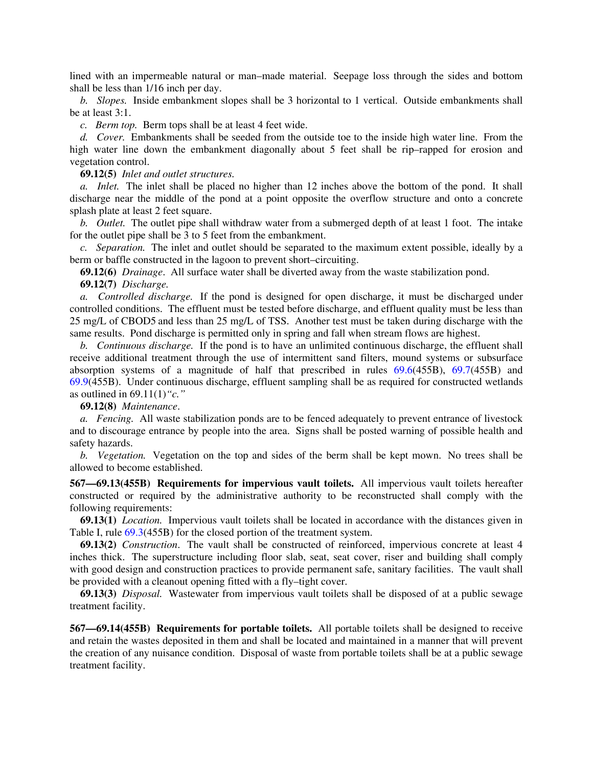lined with an impermeable natural or man–made material. Seepage loss through the sides and bottom shall be less than 1/16 inch per day.

*b. Slopes.* Inside embankment slopes shall be 3 horizontal to 1 vertical. Outside embankments shall be at least 3:1.

*c. Berm top.* Berm tops shall be at least 4 feet wide.

*d. Cover.* Embankments shall be seeded from the outside toe to the inside high water line. From the high water line down the embankment diagonally about 5 feet shall be rip–rapped for erosion and vegetation control.

**69.12(5)** *Inlet and outlet structures.*

*a. Inlet.* The inlet shall be placed no higher than 12 inches above the bottom of the pond. It shall discharge near the middle of the pond at a point opposite the overflow structure and onto a concrete splash plate at least 2 feet square.

*b. Outlet.* The outlet pipe shall withdraw water from a submerged depth of at least 1 foot. The intake for the outlet pipe shall be 3 to 5 feet from the embankment.

*c. Separation.* The inlet and outlet should be separated to the maximum extent possible, ideally by a berm or baffle constructed in the lagoon to prevent short–circuiting.

**69.12(6)** *Drainage*. All surface water shall be diverted away from the waste stabilization pond.

**69.12(7)** *Discharge.*

*a. Controlled discharge.* If the pond is designed for open discharge, it must be discharged under controlled conditions. The effluent must be tested before discharge, and effluent quality must be less than 25 mg/L of CBOD5 and less than 25 mg/L of TSS. Another test must be taken during discharge with the same results. Pond discharge is permitted only in spring and fall when stream flows are highest.

*b. Continuous discharge.* If the pond is to have an unlimited continuous discharge, the effluent shall receive additional treatment through the use of intermittent sand filters, mound systems or subsurface absorption systems of a magnitude of half that prescribed in rules 69.6(455B), 69.7(455B) and 69.9(455B). Under continuous discharge, effluent sampling shall be as required for constructed wetlands as outlined in 69.11(1)*"c."*

**69.12(8)** *Maintenance*.

*a. Fencing.* All waste stabilization ponds are to be fenced adequately to prevent entrance of livestock and to discourage entrance by people into the area. Signs shall be posted warning of possible health and safety hazards.

*b. Vegetation.* Vegetation on the top and sides of the berm shall be kept mown. No trees shall be allowed to become established.

**567—69.13(455B) Requirements for impervious vault toilets.** All impervious vault toilets hereafter constructed or required by the administrative authority to be reconstructed shall comply with the following requirements:

**69.13(1)** *Location.* Impervious vault toilets shall be located in accordance with the distances given in Table I, rule 69.3(455B) for the closed portion of the treatment system.

**69.13(2)** *Construction*. The vault shall be constructed of reinforced, impervious concrete at least 4 inches thick. The superstructure including floor slab, seat, seat cover, riser and building shall comply with good design and construction practices to provide permanent safe, sanitary facilities. The vault shall be provided with a cleanout opening fitted with a fly–tight cover.

**69.13(3)** *Disposal.* Wastewater from impervious vault toilets shall be disposed of at a public sewage treatment facility.

**567—69.14(455B) Requirements for portable toilets.** All portable toilets shall be designed to receive and retain the wastes deposited in them and shall be located and maintained in a manner that will prevent the creation of any nuisance condition. Disposal of waste from portable toilets shall be at a public sewage treatment facility.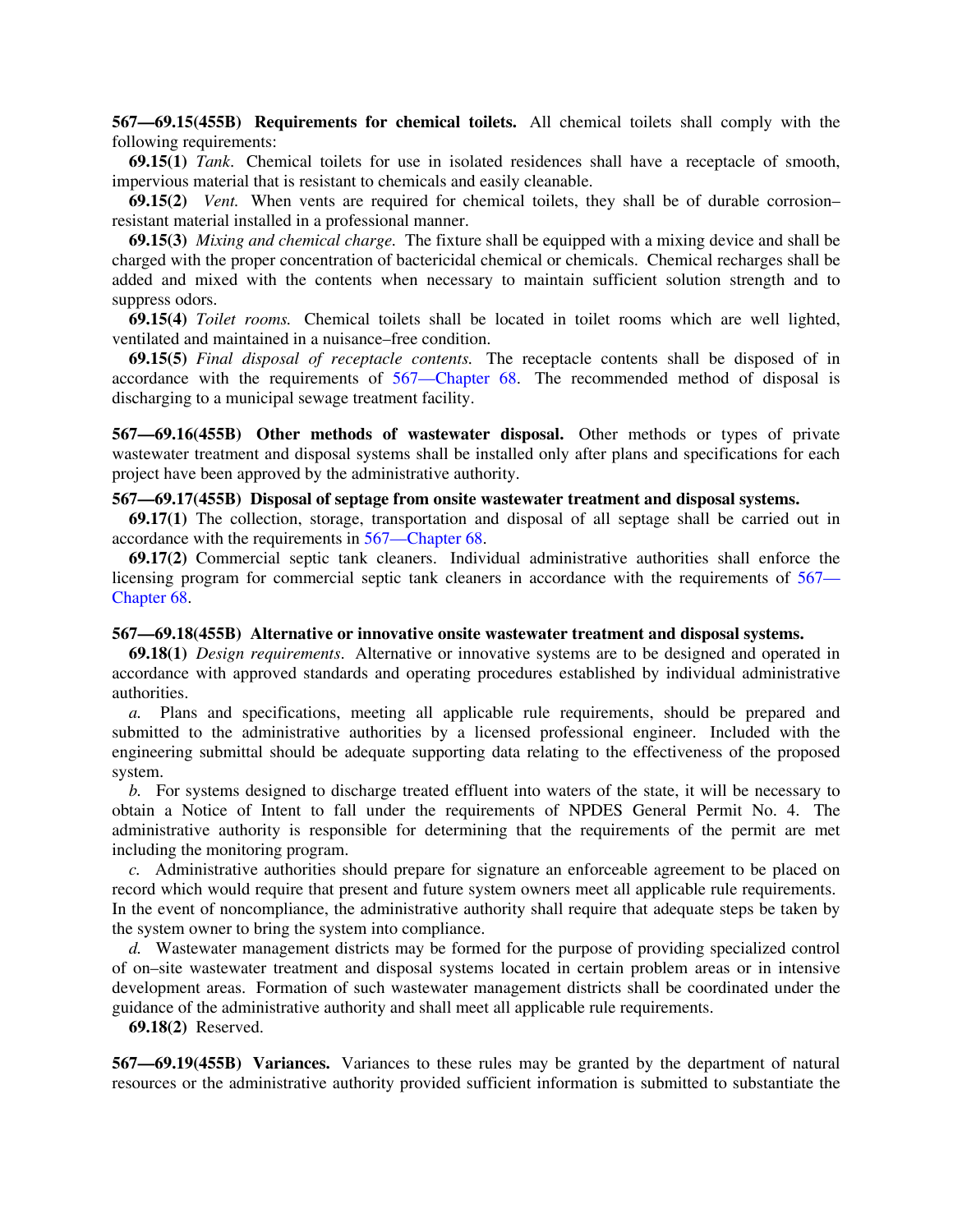**567—69.15(455B) Requirements for chemical toilets.** All chemical toilets shall comply with the following requirements:

**69.15(1)** *Tank*. Chemical toilets for use in isolated residences shall have a receptacle of smooth, impervious material that is resistant to chemicals and easily cleanable.

**69.15(2)** *Vent.* When vents are required for chemical toilets, they shall be of durable corrosion–resistant material installed in a professional manner.

**69.15(3)** *Mixing and chemical charge*. The fixture shall be equipped with a mixing device and shall be charged with the proper concentration of bactericidal chemical or chemicals. Chemical recharges shall be added and mixed with the contents when necessary to maintain sufficient solution strength and to suppress odors.

**69.15(4)** *Toilet rooms.* Chemical toilets shall be located in toilet rooms which are well lighted, ventilated and maintained in a nuisance–free condition.

**69.15(5)** *Final disposal of receptacle contents.* The receptacle contents shall be disposed of in accordance with the requirements of 567—Chapter 68. The recommended method of disposal is discharging to a municipal sewage treatment facility.

**567—69.16(455B) Other methods of wastewater disposal.** Other methods or types of private wastewater treatment and disposal systems shall be installed only after plans and specifications for each project have been approved by the administrative authority.

**567—69.17(455B) Disposal of septage from onsite wastewater treatment and disposal systems.**

**69.17(1)** The collection, storage, transportation and disposal of all septage shall be carried out in accordance with the requirements in 567—Chapter 68.

**69.17(2)** Commercial septic tank cleaners. Individual administrative authorities shall enforce the licensing program for commercial septic tank cleaners in accordance with the requirements of 567—Chapter 68.

**567—69.18(455B) Alternative or innovative onsite wastewater treatment and disposal systems.**

**69.18(1)** *Design requirements*. Alternative or innovative systems are to be designed and operated in accordance with approved standards and operating procedures established by individual administrative authorities.

*a.* Plans and specifications, meeting all applicable rule requirements, should be prepared and submitted to the administrative authorities by a licensed professional engineer. Included with the engineering submittal should be adequate supporting data relating to the effectiveness of the proposed system.

*b.* For systems designed to discharge treated effluent into waters of the state, it will be necessary to obtain a Notice of Intent to fall under the requirements of NPDES General Permit No. 4. The administrative authority is responsible for determining that the requirements of the permit are met including the monitoring program.

*c.* Administrative authorities should prepare for signature an enforceable agreement to be placed on record which would require that present and future system owners meet all applicable rule requirements. In the event of noncompliance, the administrative authority shall require that adequate steps be taken by the system owner to bring the system into compliance.

*d.* Wastewater management districts may be formed for the purpose of providing specialized control of on–site wastewater treatment and disposal systems located in certain problem areas or in intensive development areas. Formation of such wastewater management districts shall be coordinated under the guidance of the administrative authority and shall meet all applicable rule requirements.

**69.18(2)** Reserved.

**567—69.19(455B) Variances.** Variances to these rules may be granted by the department of natural resources or the administrative authority provided sufficient information is submitted to substantiate the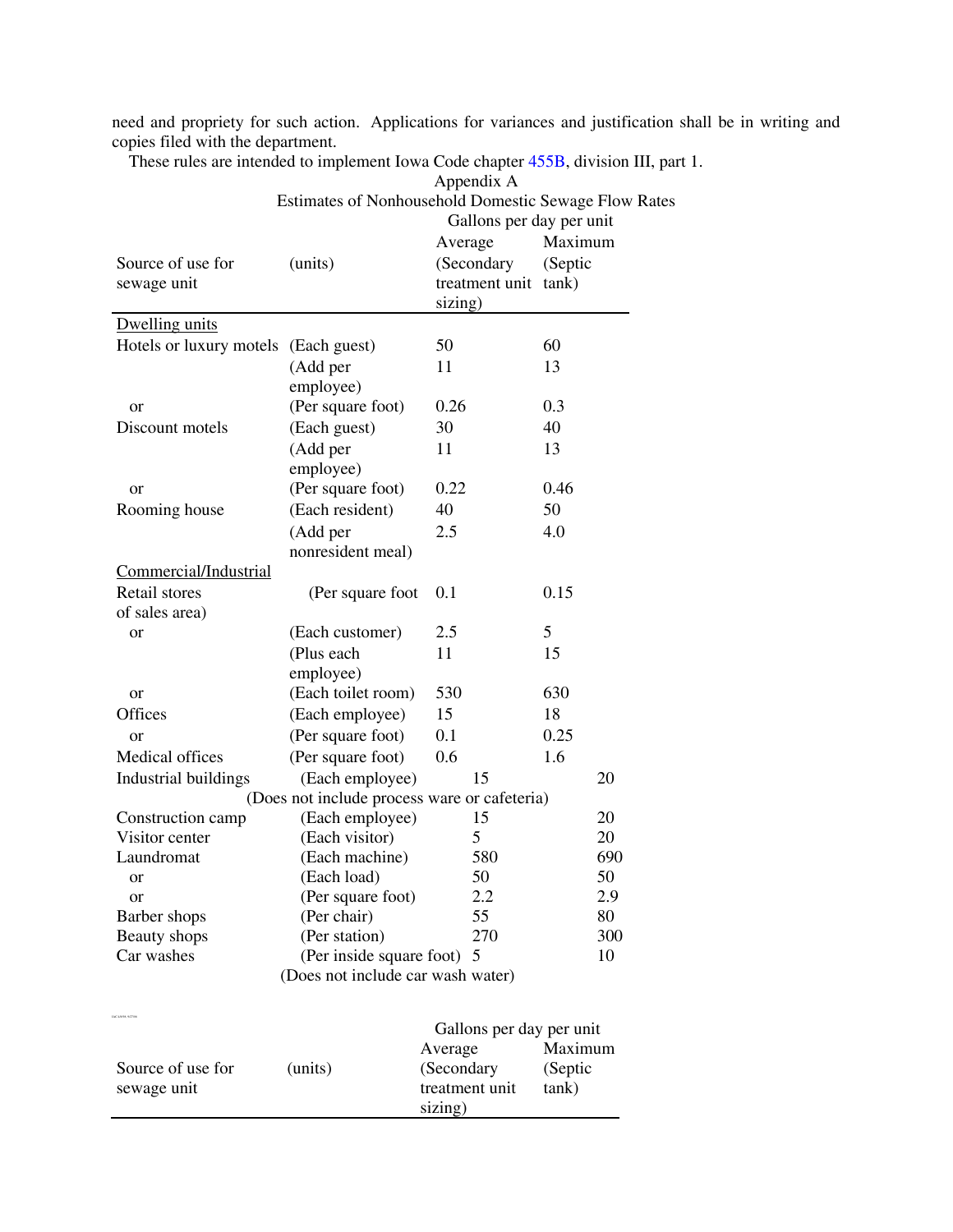need and propriety for such action. Applications for variances and justification shall be in writing and copies filed with the department.

These rules are intended to implement Iowa Code chapter 455B, division III, part 1.

Appendix A

Estimates of Nonhousehold Domestic Sewage Flow Rates

| Source of use for sewage unit | (units) | Gallons per day per unit Average (Secondary treatment unit sizing) | Maximum (Septic tank) |
|---|---|---|---|
| Dwelling units | | | |
| Hotels or luxury motels | (Each guest) | 50 | 60 |
| | (Add per employee) | 11 | 13 |
| or | (Per square foot) | 0.26 | 0.3 |
| Discount motels | (Each guest) | 30 | 40 |
| | (Add per employee) | 11 | 13 |
| or | (Per square foot) | 0.22 | 0.46 |
| Rooming house | (Each resident) | 40 | 50 |
| | (Add per nonresident meal) | 2.5 | 4.0 |
| Commercial/Industrial | | | |
| Retail stores | (Per square foot of sales area) | 0.1 | 0.15 |
| or | (Each customer) | 2.5 | 5 |
| | (Plus each employee) | 11 | 15 |
| or | (Each toilet room) | 530 | 630 |
| Offices | (Each employee) | 15 | 18 |
| or | (Per square foot) | 0.1 | 0.25 |
| Medical offices | (Per square foot) | 0.6 | 1.6 |
| Industrial buildings | (Each employee) | 15 | 20 |
| | (Does not include process ware or cafeteria) | | |
| Construction camp | (Each employee) | 15 | 20 |
| Visitor center | (Each visitor) | 5 | 20 |
| Laundromat | (Each machine) | 580 | 690 |
| or | (Each load) | 50 | 50 |
| or | (Per square foot) | 2.2 | 2.9 |
| Barber shops | (Per chair) | 55 | 80 |
| Beauty shops | (Per station) | 270 | 300 |
| Car washes | (Per inside square foot) | 5 | 10 |
| | (Does not include car wash water) | | |

| Source of use for sewage unit | (units) | Gallons per day per unit Average (Secondary treatment unit sizing) | Maximum (Septic tank) |
|---|---|---|---|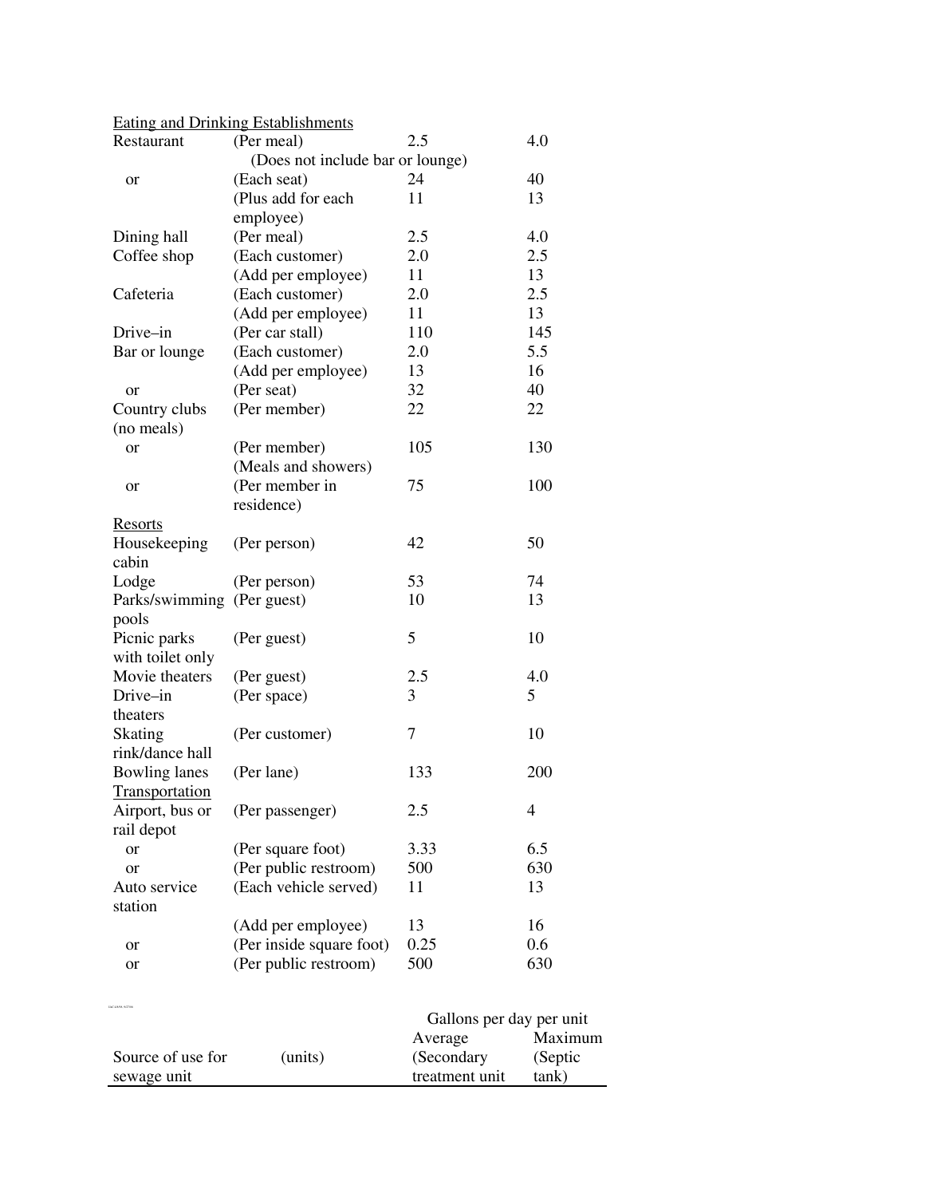| Source of use for sewage unit | (units) | Gallons per day per unit Average (Secondary treatment unit | Maximum (Septic tank) |
|---|---|---|---|
| Eating and Drinking Establishments | | | |
| Restaurant | (Per meal) | 2.5 | 4.0 |
| | (Does not include bar or lounge) | | |
| or | (Each seat) | 24 | 40 |
| | (Plus add for each employee) | 11 | 13 |
| Dining hall | (Per meal) | 2.5 | 4.0 |
| Coffee shop | (Each customer) | 2.0 | 2.5 |
| | (Add per employee) | 11 | 13 |
| Cafeteria | (Each customer) | 2.0 | 2.5 |
| | (Add per employee) | 11 | 13 |
| Drive–in | (Per car stall) | 110 | 145 |
| Bar or lounge | (Each customer) | 2.0 | 5.5 |
| | (Add per employee) | 13 | 16 |
| or | (Per seat) | 32 | 40 |
| Country clubs (no meals) | (Per member) | 22 | 22 |
| or | (Per member) (Meals and showers) | 105 | 130 |
| or | (Per member in residence) | 75 | 100 |
| Resorts | | | |
| Housekeeping cabin | (Per person) | 42 | 50 |
| Lodge | (Per person) | 53 | 74 |
| Parks/swimming pools | (Per guest) | 10 | 13 |
| Picnic parks with toilet only | (Per guest) | 5 | 10 |
| Movie theaters | (Per guest) | 2.5 | 4.0 |
| Drive–in theaters | (Per space) | 3 | 5 |
| Skating rink/dance hall | (Per customer) | 7 | 10 |
| Bowling lanes | (Per lane) | 133 | 200 |
| Transportation | | | |
| Airport, bus or rail depot | (Per passenger) | 2.5 | 4 |
| or | (Per square foot) | 3.33 | 6.5 |
| or | (Per public restroom) | 500 | 630 |
| Auto service station | (Each vehicle served) | 11 | 13 |
| | (Add per employee) | 13 | 16 |
| or | (Per inside square foot) | 0.25 | 0.6 |
| or | (Per public restroom) | 500 | 630 |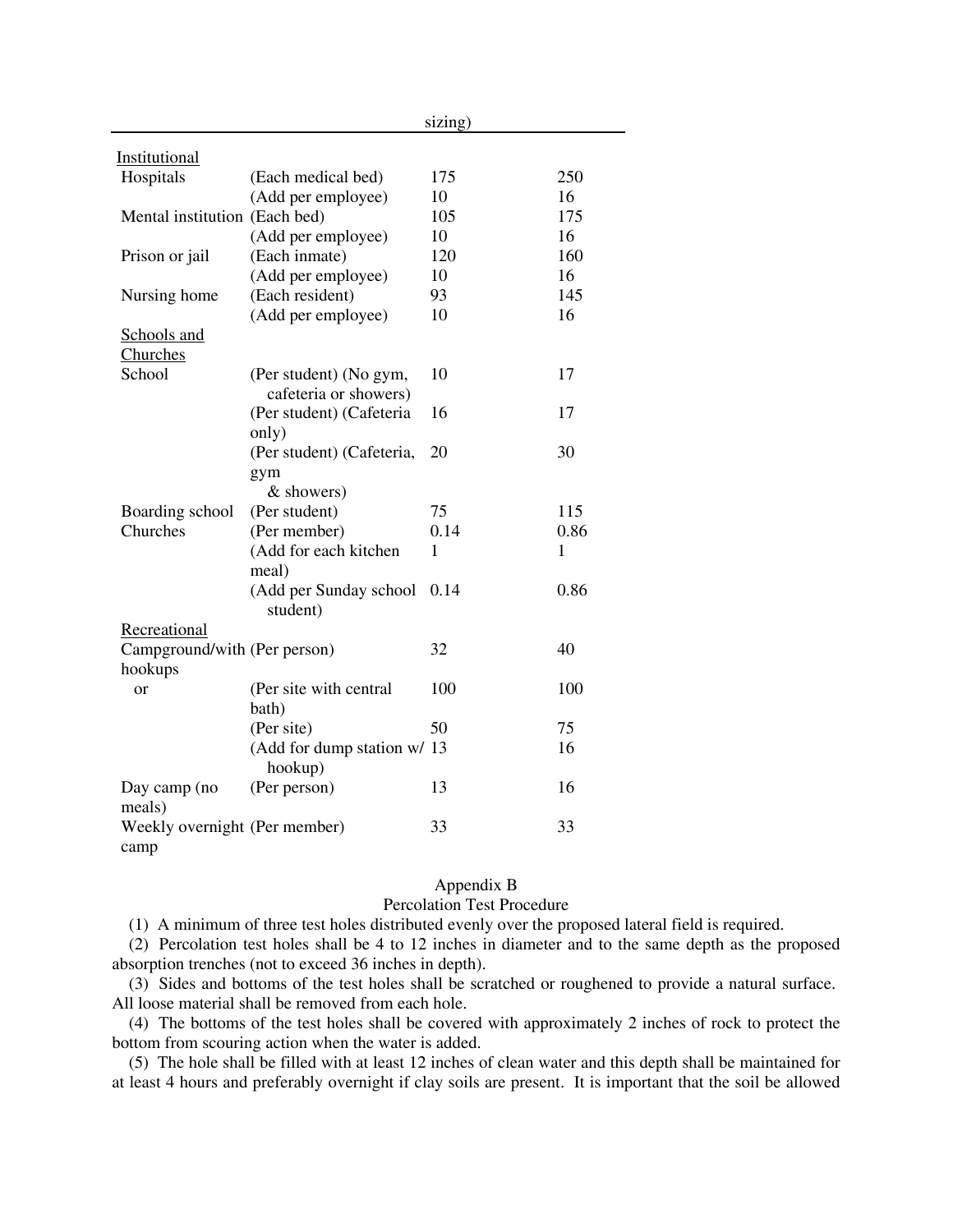| | | sizing) | |
|---|---|---|---|
| Institutional | | | |
| Hospitals | (Each medical bed) | 175 | 250 |
| | (Add per employee) | 10 | 16 |
| Mental institution | (Each bed) | 105 | 175 |
| | (Add per employee) | 10 | 16 |
| Prison or jail | (Each inmate) | 120 | 160 |
| | (Add per employee) | 10 | 16 |
| Nursing home | (Each resident) | 93 | 145 |
| | (Add per employee) | 10 | 16 |
| Schools and Churches | | | |
| School | (Per student) (No gym, cafeteria or showers) | 10 | 17 |
| | (Per student) (Cafeteria only) | 16 | 17 |
| | (Per student) (Cafeteria, gym & showers) | 20 | 30 |
| Boarding school | (Per student) | 75 | 115 |
| Churches | (Per member) | 0.14 | 0.86 |
| | (Add for each kitchen meal) | 1 | 1 |
| | (Add per Sunday school student) | 0.14 | 0.86 |
| Recreational | | | |
| Campground/with hookups | (Per person) | 32 | 40 |
| or | (Per site with central bath) | 100 | 100 |
| | (Per site) | 50 | 75 |
| | (Add for dump station w/ hookup) | 13 | 16 |
| Day camp (no meals) | (Per person) | 13 | 16 |
| Weekly overnight camp | (Per member) | 33 | 33 |

## Appendix B
## Percolation Test Procedure

(1) A minimum of three test holes distributed evenly over the proposed lateral field is required.

(2) Percolation test holes shall be 4 to 12 inches in diameter and to the same depth as the proposed absorption trenches (not to exceed 36 inches in depth).

(3) Sides and bottoms of the test holes shall be scratched or roughened to provide a natural surface. All loose material shall be removed from each hole.

(4) The bottoms of the test holes shall be covered with approximately 2 inches of rock to protect the bottom from scouring action when the water is added.

(5) The hole shall be filled with at least 12 inches of clean water and this depth shall be maintained for at least 4 hours and preferably overnight if clay soils are present. It is important that the soil be allowed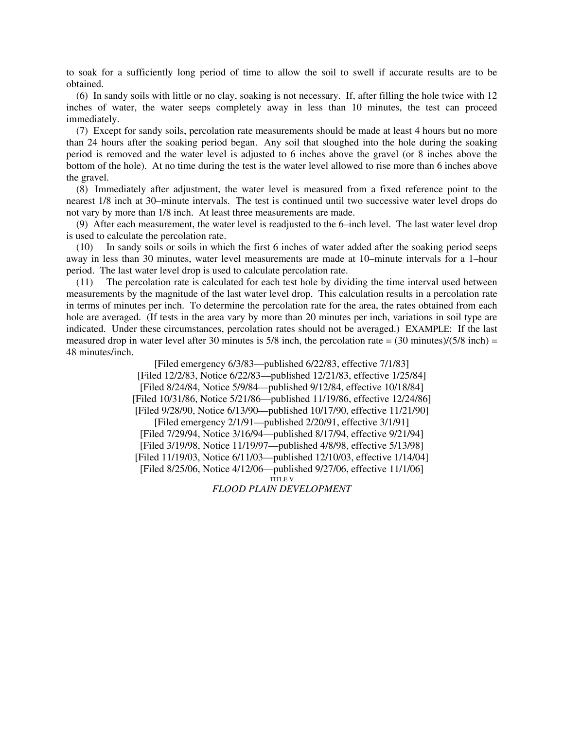to soak for a sufficiently long period of time to allow the soil to swell if accurate results are to be obtained.

(6) In sandy soils with little or no clay, soaking is not necessary. If, after filling the hole twice with 12 inches of water, the water seeps completely away in less than 10 minutes, the test can proceed immediately.

(7) Except for sandy soils, percolation rate measurements should be made at least 4 hours but no more than 24 hours after the soaking period began. Any soil that sloughed into the hole during the soaking period is removed and the water level is adjusted to 6 inches above the gravel (or 8 inches above the bottom of the hole). At no time during the test is the water level allowed to rise more than 6 inches above the gravel.

(8) Immediately after adjustment, the water level is measured from a fixed reference point to the nearest 1/8 inch at 30–minute intervals. The test is continued until two successive water level drops do not vary by more than 1/8 inch. At least three measurements are made.

(9) After each measurement, the water level is readjusted to the 6–inch level. The last water level drop is used to calculate the percolation rate.

(10) In sandy soils or soils in which the first 6 inches of water added after the soaking period seeps away in less than 30 minutes, water level measurements are made at 10–minute intervals for a 1–hour period. The last water level drop is used to calculate percolation rate.

(11) The percolation rate is calculated for each test hole by dividing the time interval used between measurements by the magnitude of the last water level drop. This calculation results in a percolation rate in terms of minutes per inch. To determine the percolation rate for the area, the rates obtained from each hole are averaged. (If tests in the area vary by more than 20 minutes per inch, variations in soil type are indicated. Under these circumstances, percolation rates should not be averaged.) EXAMPLE: If the last measured drop in water level after 30 minutes is 5/8 inch, the percolation rate = (30 minutes)/(5/8 inch) = 48 minutes/inch.

[Filed emergency 6/3/83—published 6/22/83, effective 7/1/83]
[Filed 12/2/83, Notice 6/22/83—published 12/21/83, effective 1/25/84]
[Filed 8/24/84, Notice 5/9/84—published 9/12/84, effective 10/18/84]
[Filed 10/31/86, Notice 5/21/86—published 11/19/86, effective 12/24/86]
[Filed 9/28/90, Notice 6/13/90—published 10/17/90, effective 11/21/90]
[Filed emergency 2/1/91—published 2/20/91, effective 3/1/91]
[Filed 7/29/94, Notice 3/16/94—published 8/17/94, effective 9/21/94]
[Filed 3/19/98, Notice 11/19/97—published 4/8/98, effective 5/13/98]
[Filed 11/19/03, Notice 6/11/03—published 12/10/03, effective 1/14/04]
[Filed 8/25/06, Notice 4/12/06—published 9/27/06, effective 11/1/06]

TITLE V

*FLOOD PLAIN DEVELOPMENT*